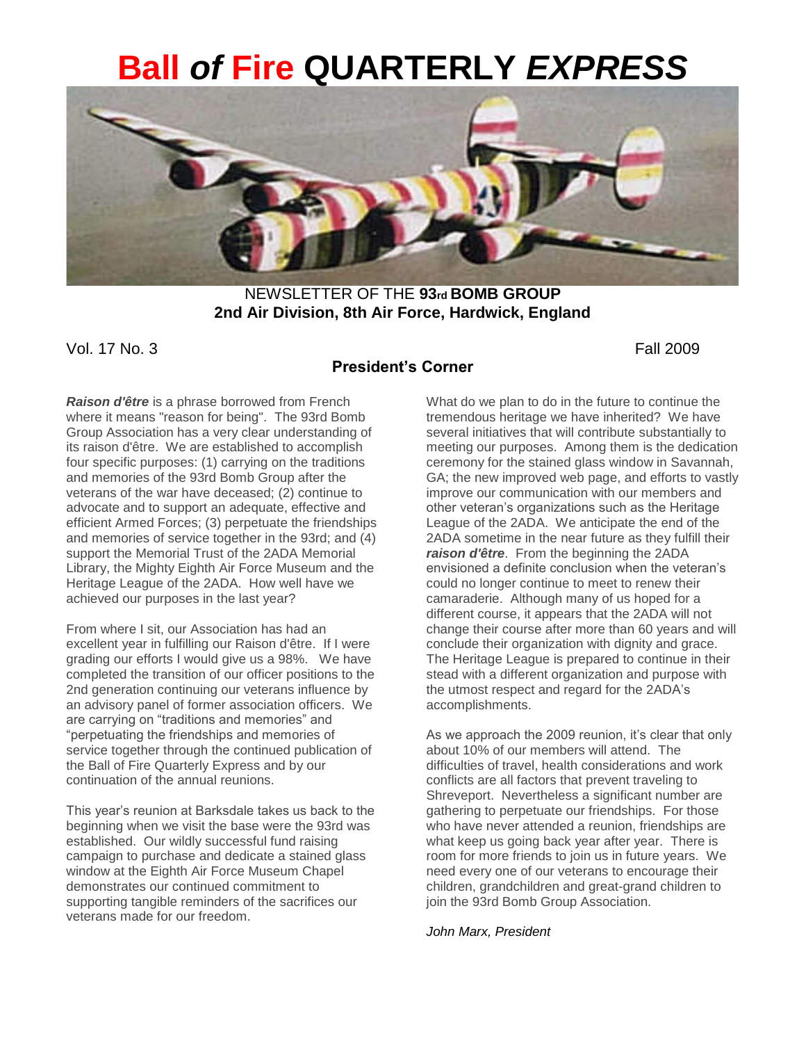# Ball *of* Fire QUARTERLY *EXPRESS*

NEWSLETTER OF THE **93rd BOMB GROUP**
**2nd Air Division, 8th Air Force, Hardwick, England**

Vol. 17 No. 3 Fall 2009

## President's Corner

***Raison d'être*** is a phrase borrowed from French where it means "reason for being". The 93rd Bomb Group Association has a very clear understanding of its raison d'être. We are established to accomplish four specific purposes: (1) carrying on the traditions and memories of the 93rd Bomb Group after the veterans of the war have deceased; (2) continue to advocate and to support an adequate, effective and efficient Armed Forces; (3) perpetuate the friendships and memories of service together in the 93rd; and (4) support the Memorial Trust of the 2ADA Memorial Library, the Mighty Eighth Air Force Museum and the Heritage League of the 2ADA. How well have we achieved our purposes in the last year?

From where I sit, our Association has had an excellent year in fulfilling our Raison d'être. If I were grading our efforts I would give us a 98%. We have completed the transition of our officer positions to the 2nd generation continuing our veterans influence by an advisory panel of former association officers. We are carrying on "traditions and memories" and "perpetuating the friendships and memories of service together through the continued publication of the Ball of Fire Quarterly Express and by our continuation of the annual reunions.

This year's reunion at Barksdale takes us back to the beginning when we visit the base were the 93rd was established. Our wildly successful fund raising campaign to purchase and dedicate a stained glass window at the Eighth Air Force Museum Chapel demonstrates our continued commitment to supporting tangible reminders of the sacrifices our veterans made for our freedom.

What do we plan to do in the future to continue the tremendous heritage we have inherited? We have several initiatives that will contribute substantially to meeting our purposes. Among them is the dedication ceremony for the stained glass window in Savannah, GA; the new improved web page, and efforts to vastly improve our communication with our members and other veteran's organizations such as the Heritage League of the 2ADA. We anticipate the end of the 2ADA sometime in the near future as they fulfill their ***raison d'être***. From the beginning the 2ADA envisioned a definite conclusion when the veteran's could no longer continue to meet to renew their camaraderie. Although many of us hoped for a different course, it appears that the 2ADA will not change their course after more than 60 years and will conclude their organization with dignity and grace. The Heritage League is prepared to continue in their stead with a different organization and purpose with the utmost respect and regard for the 2ADA's accomplishments.

As we approach the 2009 reunion, it's clear that only about 10% of our members will attend. The difficulties of travel, health considerations and work conflicts are all factors that prevent traveling to Shreveport. Nevertheless a significant number are gathering to perpetuate our friendships. For those who have never attended a reunion, friendships are what keep us going back year after year. There is room for more friends to join us in future years. We need every one of our veterans to encourage their children, grandchildren and great-grand children to join the 93rd Bomb Group Association.

*John Marx, President*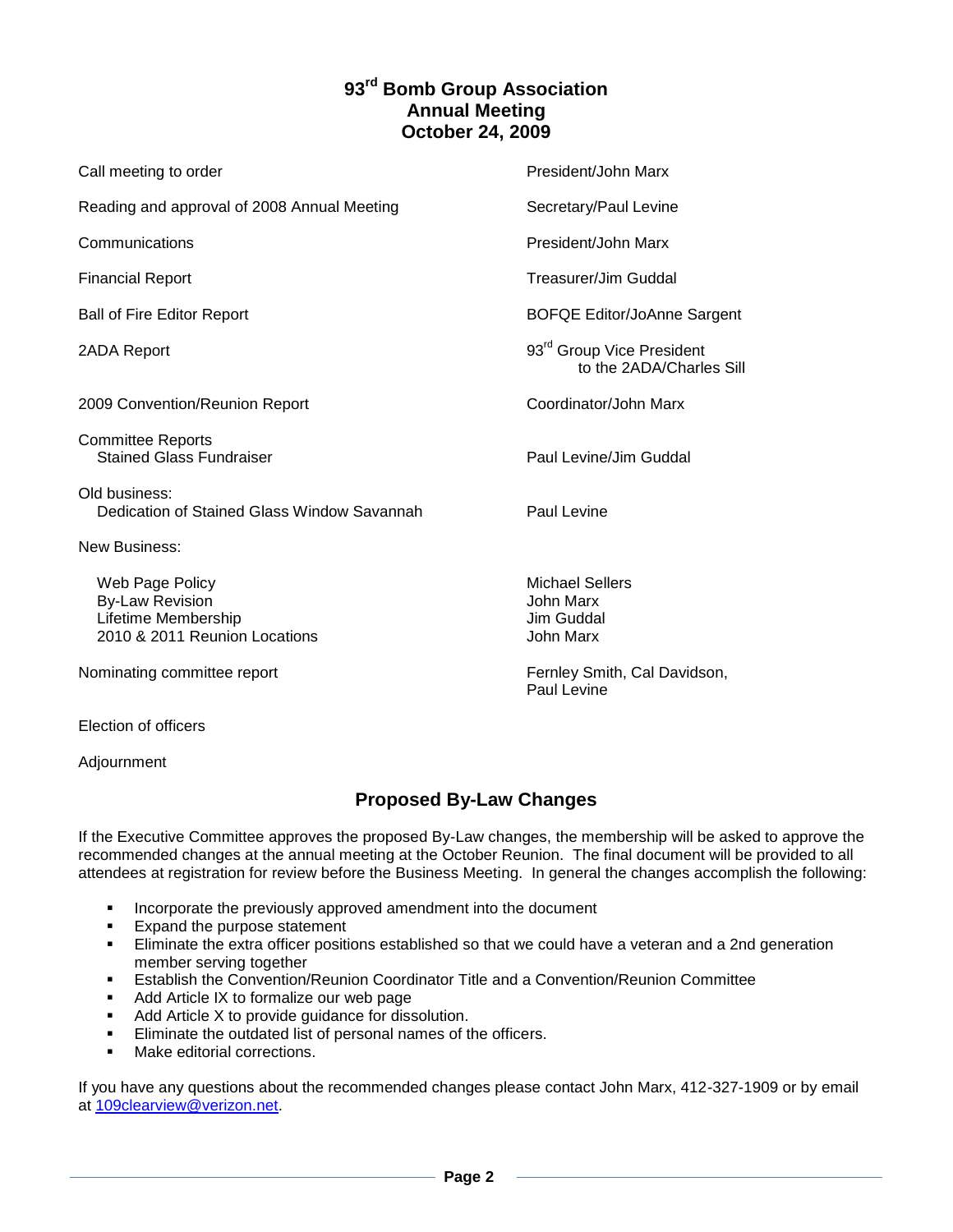# 93rd Bomb Group Association Annual Meeting October 24, 2009

| Agenda Item | Presenter |
|---|---|
| Call meeting to order | President/John Marx |
| Reading and approval of 2008 Annual Meeting | Secretary/Paul Levine |
| Communications | President/John Marx |
| Financial Report | Treasurer/Jim Guddal |
| Ball of Fire Editor Report | BOFQE Editor/JoAnne Sargent |
| 2ADA Report | 93rd Group Vice President to the 2ADA/Charles Sill |
| 2009 Convention/Reunion Report | Coordinator/John Marx |
| Committee Reports | |
| Stained Glass Fundraiser | Paul Levine/Jim Guddal |
| Old business: | |
| Dedication of Stained Glass Window Savannah | Paul Levine |
| New Business: | |
| Web Page Policy | Michael Sellers |
| By-Law Revision | John Marx |
| Lifetime Membership | Jim Guddal |
| 2010 & 2011 Reunion Locations | John Marx |
| Nominating committee report | Fernley Smith, Cal Davidson, Paul Levine |
| Election of officers | |
| Adjournment | |

## Proposed By-Law Changes

If the Executive Committee approves the proposed By-Law changes, the membership will be asked to approve the recommended changes at the annual meeting at the October Reunion. The final document will be provided to all attendees at registration for review before the Business Meeting. In general the changes accomplish the following:

- Incorporate the previously approved amendment into the document
- Expand the purpose statement
- Eliminate the extra officer positions established so that we could have a veteran and a 2nd generation member serving together
- Establish the Convention/Reunion Coordinator Title and a Convention/Reunion Committee
- Add Article IX to formalize our web page
- Add Article X to provide guidance for dissolution.
- Eliminate the outdated list of personal names of the officers.
- Make editorial corrections.

If you have any questions about the recommended changes please contact John Marx, 412-327-1909 or by email at 109clearview@verizon.net.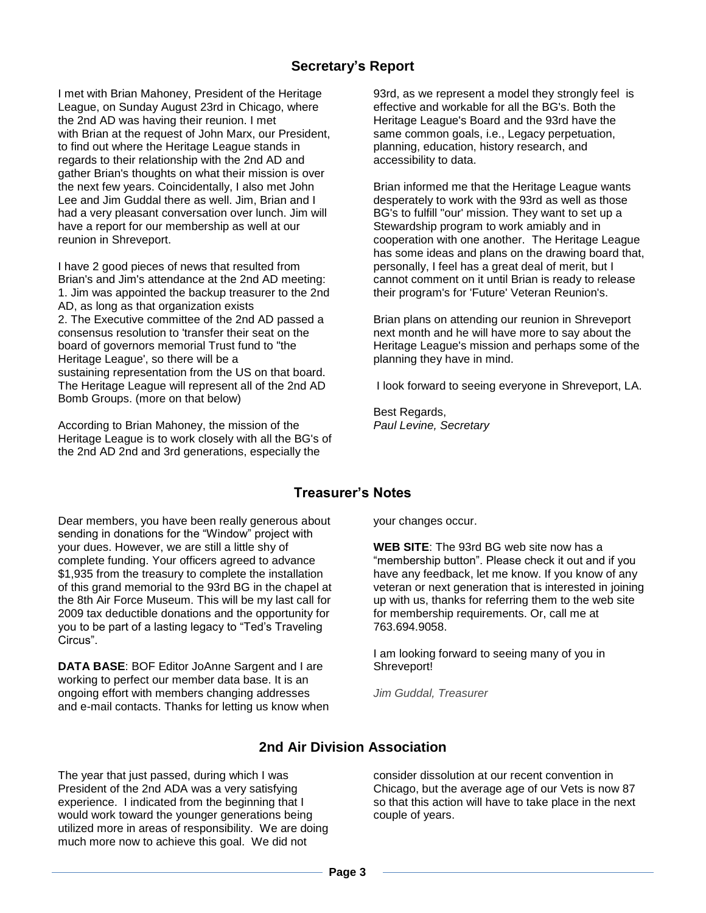## Secretary's Report

I met with Brian Mahoney, President of the Heritage League, on Sunday August 23rd in Chicago, where the 2nd AD was having their reunion. I met with Brian at the request of John Marx, our President, to find out where the Heritage League stands in regards to their relationship with the 2nd AD and gather Brian's thoughts on what their mission is over the next few years. Coincidentally, I also met John Lee and Jim Guddal there as well. Jim, Brian and I had a very pleasant conversation over lunch. Jim will have a report for our membership as well at our reunion in Shreveport.

I have 2 good pieces of news that resulted from Brian's and Jim's attendance at the 2nd AD meeting:
1. Jim was appointed the backup treasurer to the 2nd AD, as long as that organization exists
2. The Executive committee of the 2nd AD passed a consensus resolution to 'transfer their seat on the board of governors memorial Trust fund to "the Heritage League', so there will be a sustaining representation from the US on that board. The Heritage League will represent all of the 2nd AD Bomb Groups. (more on that below)

According to Brian Mahoney, the mission of the Heritage League is to work closely with all the BG's of the 2nd AD 2nd and 3rd generations, especially the 93rd, as we represent a model they strongly feel is effective and workable for all the BG's. Both the Heritage League's Board and the 93rd have the same common goals, i.e., Legacy perpetuation, planning, education, history research, and accessibility to data.

Brian informed me that the Heritage League wants desperately to work with the 93rd as well as those BG's to fulfill "our' mission. They want to set up a Stewardship program to work amiably and in cooperation with one another. The Heritage League has some ideas and plans on the drawing board that, personally, I feel has a great deal of merit, but I cannot comment on it until Brian is ready to release their program's for 'Future' Veteran Reunion's.

Brian plans on attending our reunion in Shreveport next month and he will have more to say about the Heritage League's mission and perhaps some of the planning they have in mind.

I look forward to seeing everyone in Shreveport, LA.

Best Regards,
*Paul Levine, Secretary*

## Treasurer's Notes

Dear members, you have been really generous about sending in donations for the "Window" project with your dues. However, we are still a little shy of complete funding. Your officers agreed to advance $1,935 from the treasury to complete the installation of this grand memorial to the 93rd BG in the chapel at the 8th Air Force Museum. This will be my last call for 2009 tax deductible donations and the opportunity for you to be part of a lasting legacy to "Ted's Traveling Circus".

**DATA BASE**: BOF Editor JoAnne Sargent and I are working to perfect our member data base. It is an ongoing effort with members changing addresses and e-mail contacts. Thanks for letting us know when your changes occur.

**WEB SITE**: The 93rd BG web site now has a "membership button". Please check it out and if you have any feedback, let me know. If you know of any veteran or next generation that is interested in joining up with us, thanks for referring them to the web site for membership requirements. Or, call me at 763.694.9058.

I am looking forward to seeing many of you in Shreveport!

*Jim Guddal, Treasurer*

## 2nd Air Division Association

The year that just passed, during which I was President of the 2nd ADA was a very satisfying experience. I indicated from the beginning that I would work toward the younger generations being utilized more in areas of responsibility. We are doing much more now to achieve this goal. We did not consider dissolution at our recent convention in Chicago, but the average age of our Vets is now 87 so that this action will have to take place in the next couple of years.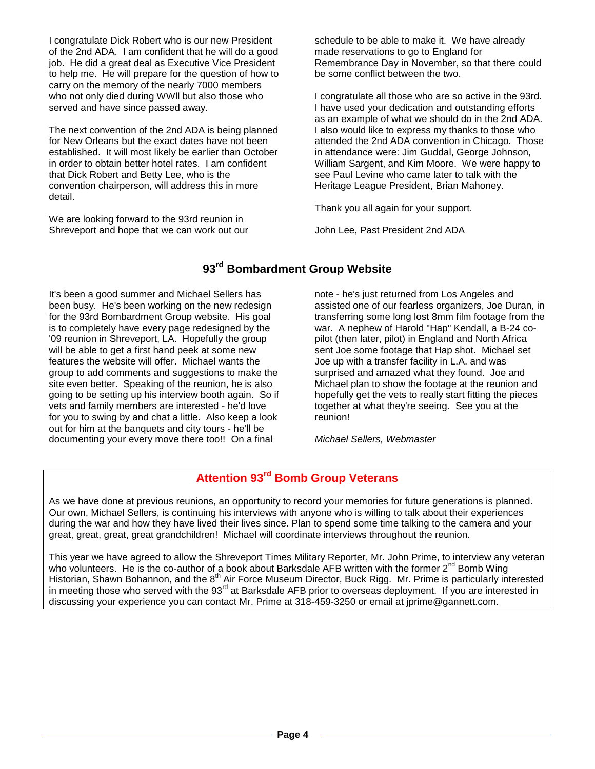I congratulate Dick Robert who is our new President of the 2nd ADA. I am confident that he will do a good job. He did a great deal as Executive Vice President to help me. He will prepare for the question of how to carry on the memory of the nearly 7000 members who not only died during WWll but also those who served and have since passed away.

The next convention of the 2nd ADA is being planned for New Orleans but the exact dates have not been established. It will most likely be earlier than October in order to obtain better hotel rates. I am confident that Dick Robert and Betty Lee, who is the convention chairperson, will address this in more detail.

We are looking forward to the 93rd reunion in Shreveport and hope that we can work out our schedule to be able to make it. We have already made reservations to go to England for Remembrance Day in November, so that there could be some conflict between the two.

I congratulate all those who are so active in the 93rd. I have used your dedication and outstanding efforts as an example of what we should do in the 2nd ADA. I also would like to express my thanks to those who attended the 2nd ADA convention in Chicago. Those in attendance were: Jim Guddal, George Johnson, William Sargent, and Kim Moore. We were happy to see Paul Levine who came later to talk with the Heritage League President, Brian Mahoney.

Thank you all again for your support.

John Lee, Past President 2nd ADA

## 93rd Bombardment Group Website

It's been a good summer and Michael Sellers has been busy. He's been working on the new redesign for the 93rd Bombardment Group website. His goal is to completely have every page redesigned by the '09 reunion in Shreveport, LA. Hopefully the group will be able to get a first hand peek at some new features the website will offer. Michael wants the group to add comments and suggestions to make the site even better. Speaking of the reunion, he is also going to be setting up his interview booth again. So if vets and family members are interested - he'd love for you to swing by and chat a little. Also keep a look out for him at the banquets and city tours - he'll be documenting your every move there too!! On a final note - he's just returned from Los Angeles and assisted one of our fearless organizers, Joe Duran, in transferring some long lost 8mm film footage from the war. A nephew of Harold "Hap" Kendall, a B-24 co-pilot (then later, pilot) in England and North Africa sent Joe some footage that Hap shot. Michael set Joe up with a transfer facility in L.A. and was surprised and amazed what they found. Joe and Michael plan to show the footage at the reunion and hopefully get the vets to really start fitting the pieces together at what they're seeing. See you at the reunion!

*Michael Sellers, Webmaster*

## Attention 93rd Bomb Group Veterans

As we have done at previous reunions, an opportunity to record your memories for future generations is planned. Our own, Michael Sellers, is continuing his interviews with anyone who is willing to talk about their experiences during the war and how they have lived their lives since. Plan to spend some time talking to the camera and your great, great, great, great grandchildren! Michael will coordinate interviews throughout the reunion.

This year we have agreed to allow the Shreveport Times Military Reporter, Mr. John Prime, to interview any veteran who volunteers. He is the co-author of a book about Barksdale AFB written with the former 2nd Bomb Wing Historian, Shawn Bohannon, and the 8th Air Force Museum Director, Buck Rigg. Mr. Prime is particularly interested in meeting those who served with the 93rd at Barksdale AFB prior to overseas deployment. If you are interested in discussing your experience you can contact Mr. Prime at 318-459-3250 or email at jprime@gannett.com.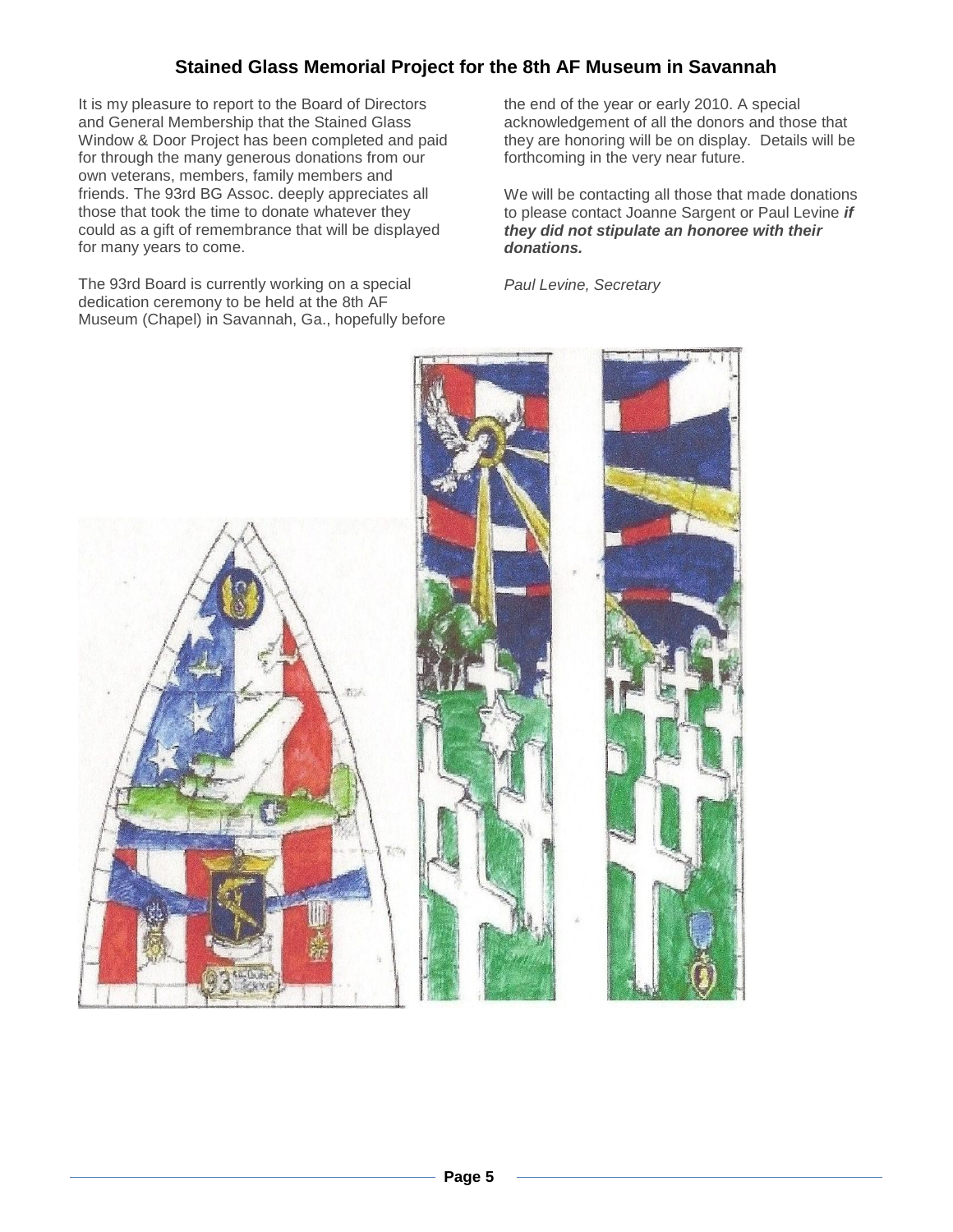## Stained Glass Memorial Project for the 8th AF Museum in Savannah

It is my pleasure to report to the Board of Directors and General Membership that the Stained Glass Window & Door Project has been completed and paid for through the many generous donations from our own veterans, members, family members and friends. The 93rd BG Assoc. deeply appreciates all those that took the time to donate whatever they could as a gift of remembrance that will be displayed for many years to come.

The 93rd Board is currently working on a special dedication ceremony to be held at the 8th AF Museum (Chapel) in Savannah, Ga., hopefully before the end of the year or early 2010. A special acknowledgement of all the donors and those that they are honoring will be on display. Details will be forthcoming in the very near future.

We will be contacting all those that made donations to please contact Joanne Sargent or Paul Levine ***if they did not stipulate an honoree with their donations.***

*Paul Levine, Secretary*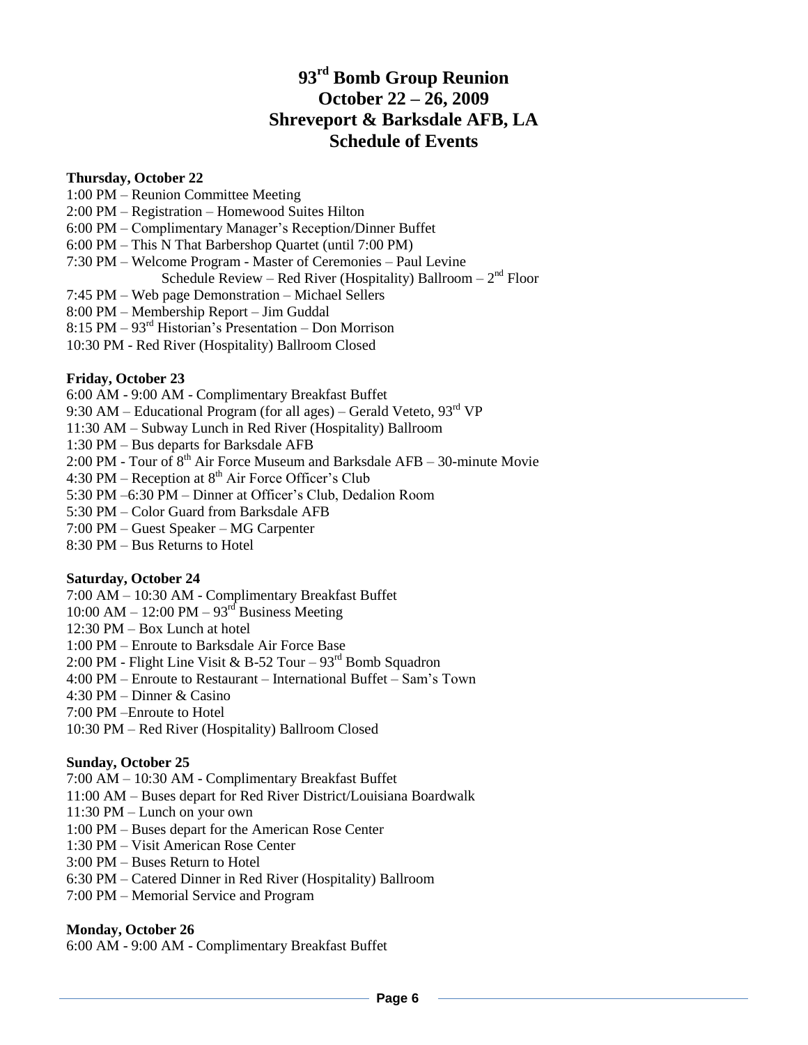# 93rd Bomb Group Reunion
# October 22 – 26, 2009
# Shreveport & Barksdale AFB, LA
# Schedule of Events

**Thursday, October 22**

1:00 PM – Reunion Committee Meeting
2:00 PM – Registration – Homewood Suites Hilton
6:00 PM – Complimentary Manager's Reception/Dinner Buffet
6:00 PM – This N That Barbershop Quartet (until 7:00 PM)
7:30 PM – Welcome Program - Master of Ceremonies – Paul Levine
Schedule Review – Red River (Hospitality) Ballroom – 2nd Floor
7:45 PM – Web page Demonstration – Michael Sellers
8:00 PM – Membership Report – Jim Guddal
8:15 PM – 93rd Historian's Presentation – Don Morrison
10:30 PM - Red River (Hospitality) Ballroom Closed

**Friday, October 23**

6:00 AM - 9:00 AM - Complimentary Breakfast Buffet
9:30 AM – Educational Program (for all ages) – Gerald Veteto, 93rd VP
11:30 AM – Subway Lunch in Red River (Hospitality) Ballroom
1:30 PM – Bus departs for Barksdale AFB
2:00 PM - Tour of 8th Air Force Museum and Barksdale AFB – 30-minute Movie
4:30 PM – Reception at 8th Air Force Officer's Club
5:30 PM –6:30 PM – Dinner at Officer's Club, Dedalion Room
5:30 PM – Color Guard from Barksdale AFB
7:00 PM – Guest Speaker – MG Carpenter
8:30 PM – Bus Returns to Hotel

**Saturday, October 24**

7:00 AM – 10:30 AM - Complimentary Breakfast Buffet
10:00 AM – 12:00 PM – 93rd Business Meeting
12:30 PM – Box Lunch at hotel
1:00 PM – Enroute to Barksdale Air Force Base
2:00 PM - Flight Line Visit & B-52 Tour – 93rd Bomb Squadron
4:00 PM – Enroute to Restaurant – International Buffet – Sam's Town
4:30 PM – Dinner & Casino
7:00 PM –Enroute to Hotel
10:30 PM – Red River (Hospitality) Ballroom Closed

**Sunday, October 25**

7:00 AM – 10:30 AM - Complimentary Breakfast Buffet
11:00 AM – Buses depart for Red River District/Louisiana Boardwalk
11:30 PM – Lunch on your own
1:00 PM – Buses depart for the American Rose Center
1:30 PM – Visit American Rose Center
3:00 PM – Buses Return to Hotel
6:30 PM – Catered Dinner in Red River (Hospitality) Ballroom
7:00 PM – Memorial Service and Program

**Monday, October 26**

6:00 AM - 9:00 AM - Complimentary Breakfast Buffet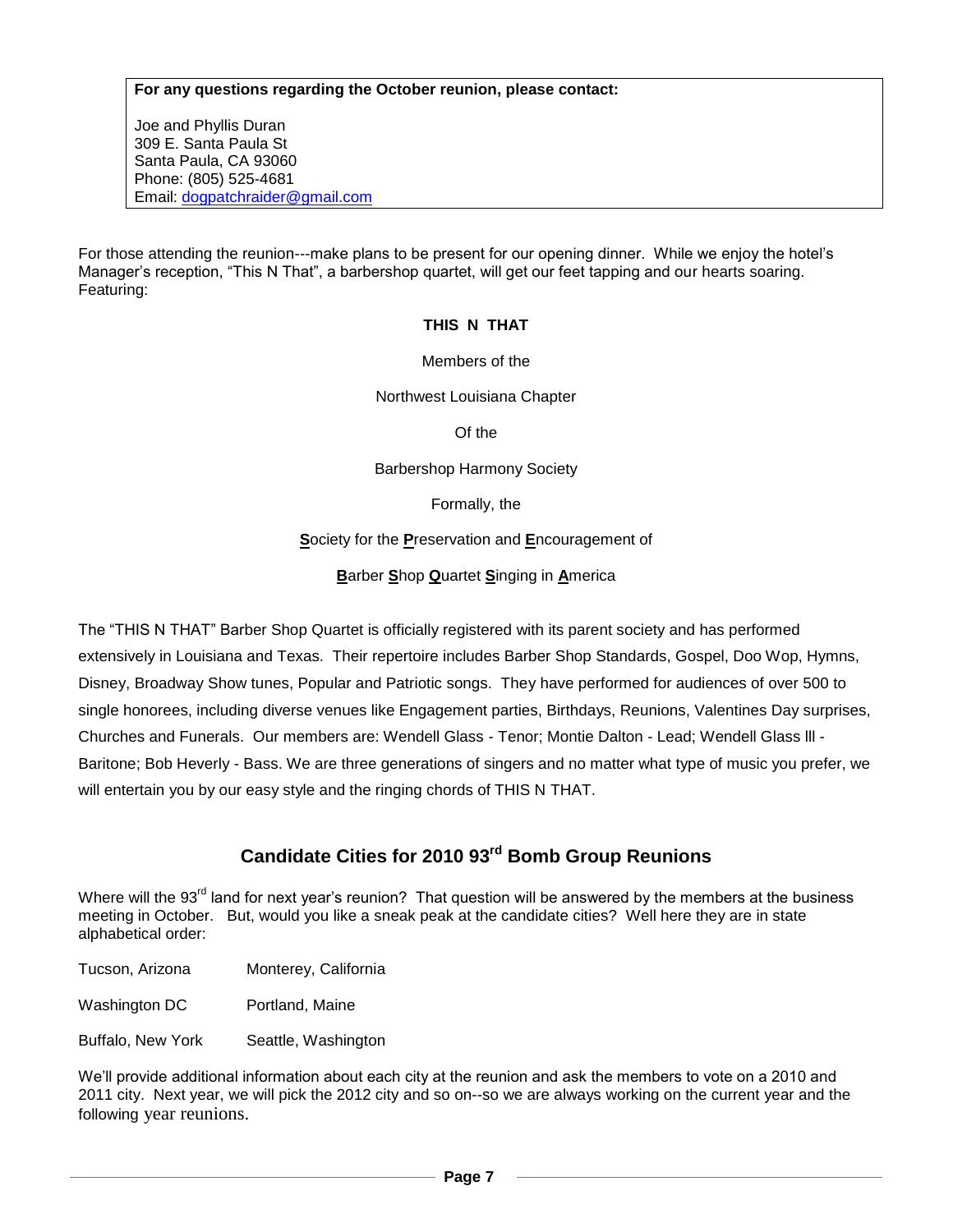**For any questions regarding the October reunion, please contact:**

Joe and Phyllis Duran
309 E. Santa Paula St
Santa Paula, CA 93060
Phone: (805) 525-4681
Email: dogpatchraider@gmail.com

For those attending the reunion---make plans to be present for our opening dinner. While we enjoy the hotel's Manager's reception, "This N That", a barbershop quartet, will get our feet tapping and our hearts soaring. Featuring:

**THIS N THAT**

Members of the

Northwest Louisiana Chapter

Of the

Barbershop Harmony Society

Formally, the

**S**ociety for the **P**reservation and **E**ncouragement of

**B**arber **S**hop **Q**uartet **S**inging in **A**merica

The "THIS N THAT" Barber Shop Quartet is officially registered with its parent society and has performed extensively in Louisiana and Texas. Their repertoire includes Barber Shop Standards, Gospel, Doo Wop, Hymns, Disney, Broadway Show tunes, Popular and Patriotic songs. They have performed for audiences of over 500 to single honorees, including diverse venues like Engagement parties, Birthdays, Reunions, Valentines Day surprises, Churches and Funerals. Our members are: Wendell Glass - Tenor; Montie Dalton - Lead; Wendell Glass lll - Baritone; Bob Heverly - Bass. We are three generations of singers and no matter what type of music you prefer, we will entertain you by our easy style and the ringing chords of THIS N THAT.

## Candidate Cities for 2010 93rd Bomb Group Reunions

Where will the 93rd land for next year's reunion? That question will be answered by the members at the business meeting in October. But, would you like a sneak peak at the candidate cities? Well here they are in state alphabetical order:

| | |
|---|---|
| Tucson, Arizona | Monterey, California |
| Washington DC | Portland, Maine |
| Buffalo, New York | Seattle, Washington |

We'll provide additional information about each city at the reunion and ask the members to vote on a 2010 and 2011 city. Next year, we will pick the 2012 city and so on--so we are always working on the current year and the following year reunions.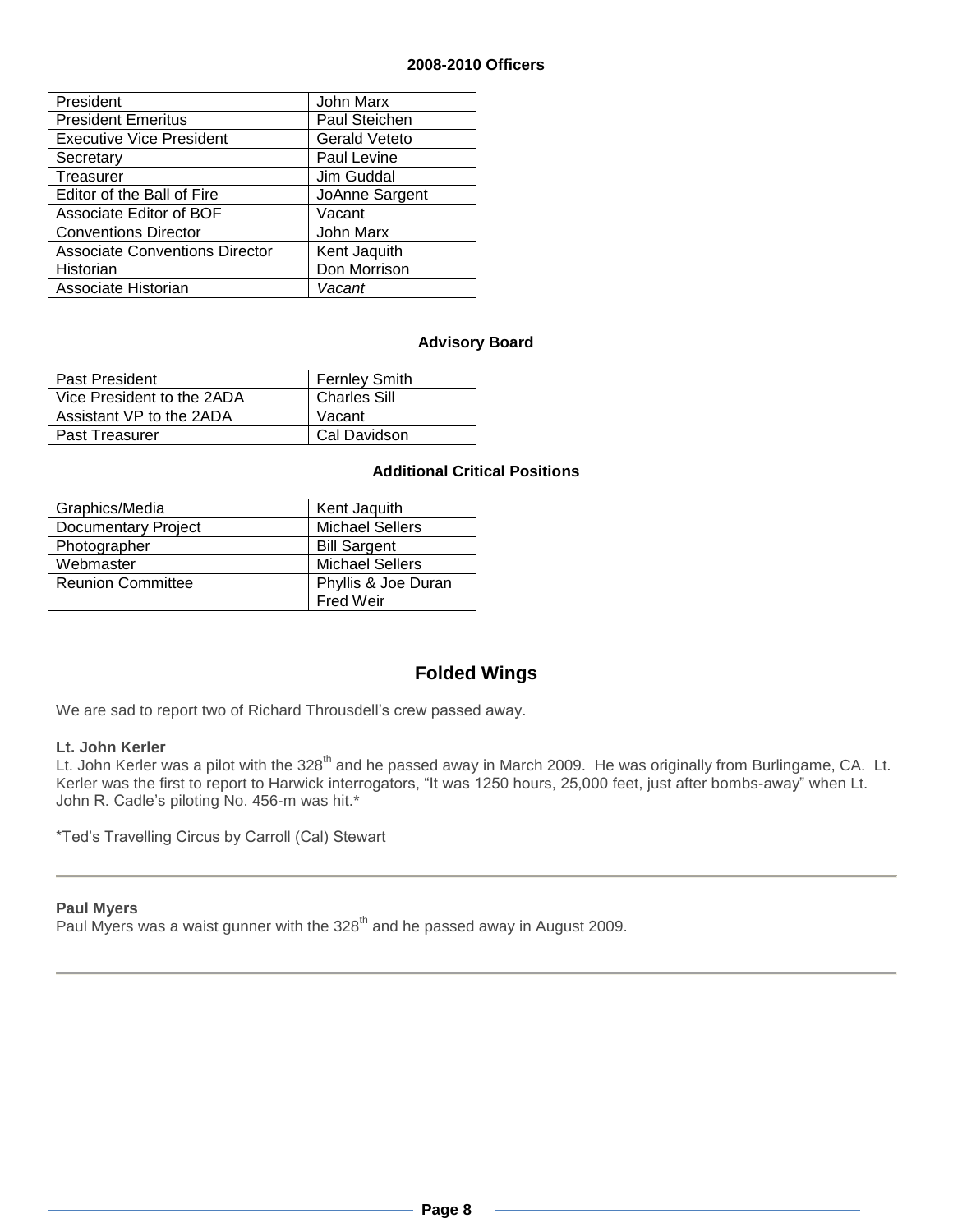### 2008-2010 Officers

| | |
|---|---|
| President | John Marx |
| President Emeritus | Paul Steichen |
| Executive Vice President | Gerald Veteto |
| Secretary | Paul Levine |
| Treasurer | Jim Guddal |
| Editor of the Ball of Fire | JoAnne Sargent |
| Associate Editor of BOF | Vacant |
| Conventions Director | John Marx |
| Associate Conventions Director | Kent Jaquith |
| Historian | Don Morrison |
| Associate Historian | *Vacant* |

### Advisory Board

| | |
|---|---|
| Past President | Fernley Smith |
| Vice President to the 2ADA | Charles Sill |
| Assistant VP to the 2ADA | Vacant |
| Past Treasurer | Cal Davidson |

### Additional Critical Positions

| | |
|---|---|
| Graphics/Media | Kent Jaquith |
| Documentary Project | Michael Sellers |
| Photographer | Bill Sargent |
| Webmaster | Michael Sellers |
| Reunion Committee | Phyllis & Joe Duran<br>Fred Weir |

## Folded Wings

We are sad to report two of Richard Throusdell's crew passed away.

**Lt. John Kerler**

Lt. John Kerler was a pilot with the 328th and he passed away in March 2009. He was originally from Burlingame, CA. Lt. Kerler was the first to report to Harwick interrogators, "It was 1250 hours, 25,000 feet, just after bombs-away" when Lt. John R. Cadle's piloting No. 456-m was hit.*

*Ted's Travelling Circus by Carroll (Cal) Stewart

---

**Paul Myers**

Paul Myers was a waist gunner with the 328th and he passed away in August 2009.

---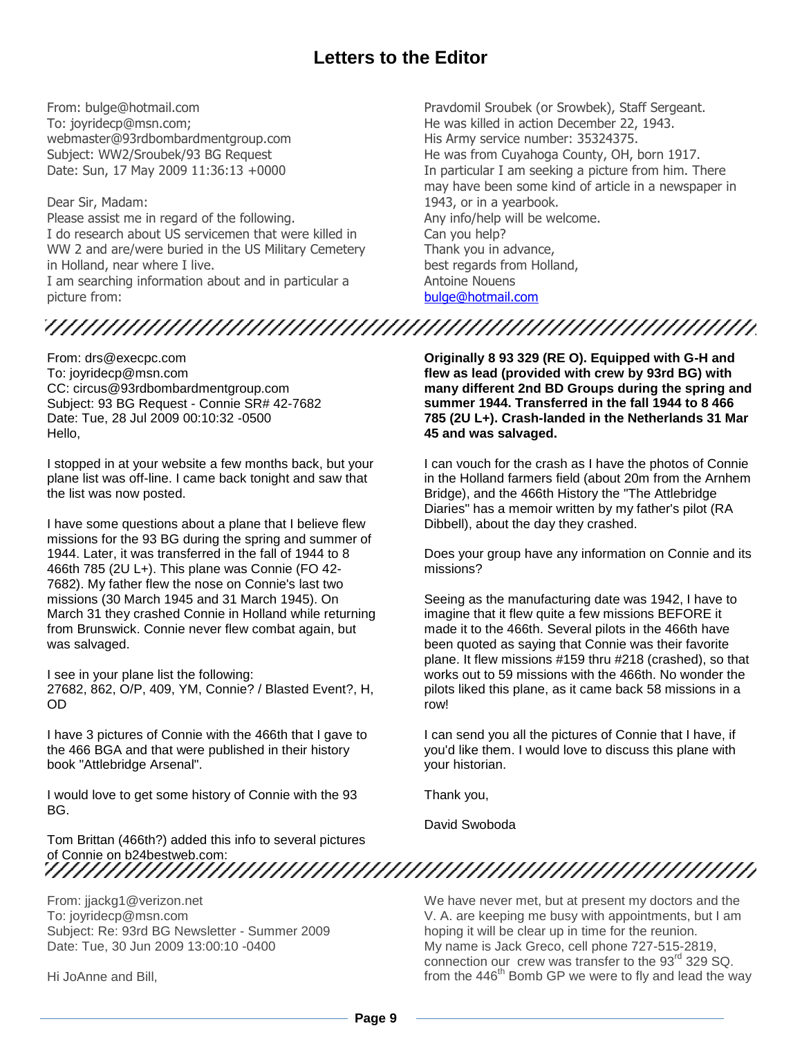# Letters to the Editor

From: bulge@hotmail.com
To: joyridecp@msn.com; webmaster@93rdbombardmentgroup.com
Subject: WW2/Sroubek/93 BG Request
Date: Sun, 17 May 2009 11:36:13 +0000

Dear Sir, Madam:
Please assist me in regard of the following.
I do research about US servicemen that were killed in WW 2 and are/were buried in the US Military Cemetery in Holland, near where I live.
I am searching information about and in particular a picture from:

Pravdomil Sroubek (or Srowbek), Staff Sergeant.
He was killed in action December 22, 1943.
His Army service number: 35324375.
He was from Cuyahoga County, OH, born 1917.
In particular I am seeking a picture from him. There may have been some kind of article in a newspaper in 1943, or in a yearbook.
Any info/help will be welcome.
Can you help?
Thank you in advance,
best regards from Holland,
Antoine Nouens
bulge@hotmail.com

---

From: drs@execpc.com
To: joyridecp@msn.com
CC: circus@93rdbombardmentgroup.com
Subject: 93 BG Request - Connie SR# 42-7682
Date: Tue, 28 Jul 2009 00:10:32 -0500
Hello,

I stopped in at your website a few months back, but your plane list was off-line. I came back tonight and saw that the list was now posted.

I have some questions about a plane that I believe flew missions for the 93 BG during the spring and summer of 1944. Later, it was transferred in the fall of 1944 to 8 466th 785 (2U L+). This plane was Connie (FO 42-7682). My father flew the nose on Connie's last two missions (30 March 1945 and 31 March 1945). On March 31 they crashed Connie in Holland while returning from Brunswick. Connie never flew combat again, but was salvaged.

I see in your plane list the following:
27682, 862, O/P, 409, YM, Connie? / Blasted Event?, H, OD

I have 3 pictures of Connie with the 466th that I gave to the 466 BGA and that were published in their history book "Attlebridge Arsenal".

I would love to get some history of Connie with the 93 BG.

Tom Brittan (466th?) added this info to several pictures of Connie on b24bestweb.com:

**Originally 8 93 329 (RE O). Equipped with G-H and flew as lead (provided with crew by 93rd BG) with many different 2nd BD Groups during the spring and summer 1944. Transferred in the fall 1944 to 8 466 785 (2U L+). Crash-landed in the Netherlands 31 Mar 45 and was salvaged.**

I can vouch for the crash as I have the photos of Connie in the Holland farmers field (about 20m from the Arnhem Bridge), and the 466th History the "The Attlebridge Diaries" has a memoir written by my father's pilot (RA Dibbell), about the day they crashed.

Does your group have any information on Connie and its missions?

Seeing as the manufacturing date was 1942, I have to imagine that it flew quite a few missions BEFORE it made it to the 466th. Several pilots in the 466th have been quoted as saying that Connie was their favorite plane. It flew missions #159 thru #218 (crashed), so that works out to 59 missions with the 466th. No wonder the pilots liked this plane, as it came back 58 missions in a row!

I can send you all the pictures of Connie that I have, if you'd like them. I would love to discuss this plane with your historian.

Thank you,

David Swoboda

---

From: jjackg1@verizon.net
To: joyridecp@msn.com
Subject: Re: 93rd BG Newsletter - Summer 2009
Date: Tue, 30 Jun 2009 13:00:10 -0400

Hi JoAnne and Bill,

We have never met, but at present my doctors and the V. A. are keeping me busy with appointments, but I am hoping it will be clear up in time for the reunion.
My name is Jack Greco, cell phone 727-515-2819, connection our crew was transfer to the 93rd 329 SQ. from the 446th Bomb GP we were to fly and lead the way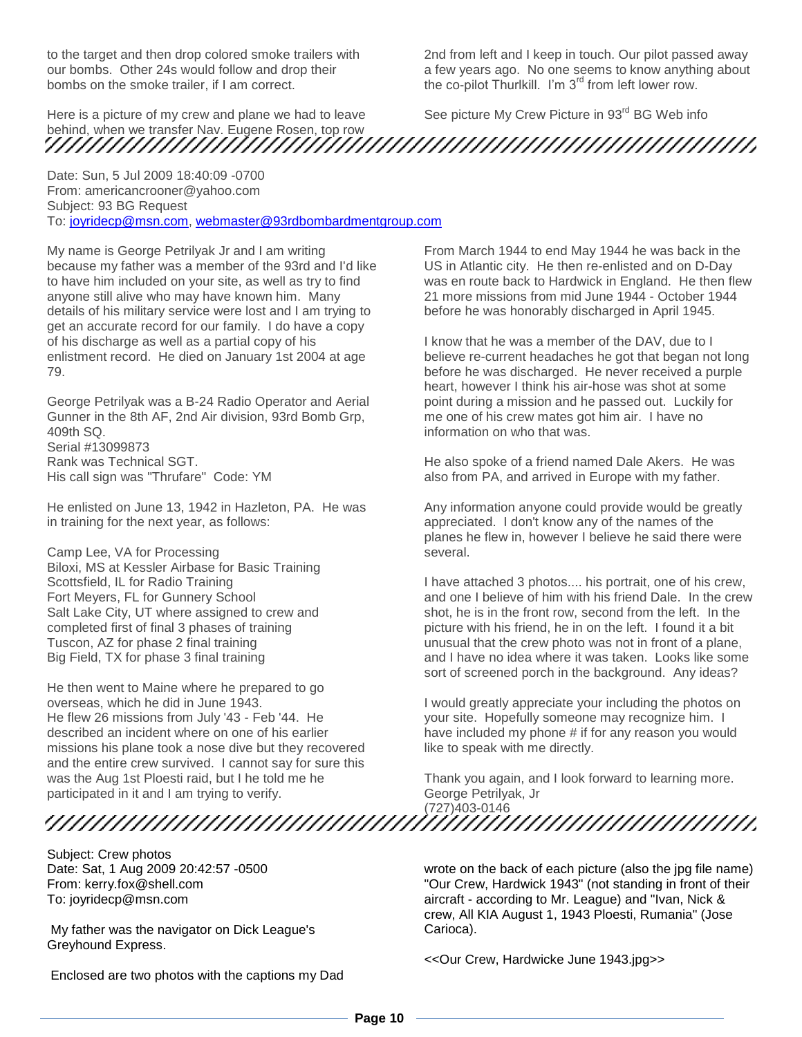to the target and then drop colored smoke trailers with our bombs. Other 24s would follow and drop their bombs on the smoke trailer, if I am correct.

Here is a picture of my crew and plane we had to leave behind, when we transfer Nav. Eugene Rosen, top row 2nd from left and I keep in touch. Our pilot passed away a few years ago. No one seems to know anything about the co-pilot Thurlkill. I'm 3rd from left lower row.

See picture My Crew Picture in 93rd BG Web info

---

Date: Sun, 5 Jul 2009 18:40:09 -0700
From: americancrooner@yahoo.com
Subject: 93 BG Request
To: joyridecp@msn.com, webmaster@93rdbombardmentgroup.com

My name is George Petrilyak Jr and I am writing because my father was a member of the 93rd and I'd like to have him included on your site, as well as try to find anyone still alive who may have known him. Many details of his military service were lost and I am trying to get an accurate record for our family. I do have a copy of his discharge as well as a partial copy of his enlistment record. He died on January 1st 2004 at age 79.

George Petrilyak was a B-24 Radio Operator and Aerial Gunner in the 8th AF, 2nd Air division, 93rd Bomb Grp, 409th SQ.
Serial #13099873
Rank was Technical SGT.
His call sign was "Thrufare" Code: YM

He enlisted on June 13, 1942 in Hazleton, PA. He was in training for the next year, as follows:

Camp Lee, VA for Processing
Biloxi, MS at Kessler Airbase for Basic Training
Scottsfield, IL for Radio Training
Fort Meyers, FL for Gunnery School
Salt Lake City, UT where assigned to crew and completed first of final 3 phases of training
Tuscon, AZ for phase 2 final training
Big Field, TX for phase 3 final training

He then went to Maine where he prepared to go overseas, which he did in June 1943.
He flew 26 missions from July '43 - Feb '44. He described an incident where on one of his earlier missions his plane took a nose dive but they recovered and the entire crew survived. I cannot say for sure this was the Aug 1st Ploesti raid, but I he told me he participated in it and I am trying to verify.

From March 1944 to end May 1944 he was back in the US in Atlantic city. He then re-enlisted and on D-Day was en route back to Hardwick in England. He then flew 21 more missions from mid June 1944 - October 1944 before he was honorably discharged in April 1945.

I know that he was a member of the DAV, due to I believe re-current headaches he got that began not long before he was discharged. He never received a purple heart, however I think his air-hose was shot at some point during a mission and he passed out. Luckily for me one of his crew mates got him air. I have no information on who that was.

He also spoke of a friend named Dale Akers. He was also from PA, and arrived in Europe with my father.

Any information anyone could provide would be greatly appreciated. I don't know any of the names of the planes he flew in, however I believe he said there were several.

I have attached 3 photos.... his portrait, one of his crew, and one I believe of him with his friend Dale. In the crew shot, he is in the front row, second from the left. In the picture with his friend, he in on the left. I found it a bit unusual that the crew photo was not in front of a plane, and I have no idea where it was taken. Looks like some sort of screened porch in the background. Any ideas?

I would greatly appreciate your including the photos on your site. Hopefully someone may recognize him. I have included my phone # if for any reason you would like to speak with me directly.

Thank you again, and I look forward to learning more.
George Petrilyak, Jr
(727)403-0146

---

Subject: Crew photos
Date: Sat, 1 Aug 2009 20:42:57 -0500
From: kerry.fox@shell.com
To: joyridecp@msn.com

My father was the navigator on Dick League's Greyhound Express.

Enclosed are two photos with the captions my Dad wrote on the back of each picture (also the jpg file name) "Our Crew, Hardwick 1943" (not standing in front of their aircraft - according to Mr. League) and "Ivan, Nick & crew, All KIA August 1, 1943 Ploesti, Rumania" (Jose Carioca).

<<Our Crew, Hardwicke June 1943.jpg>>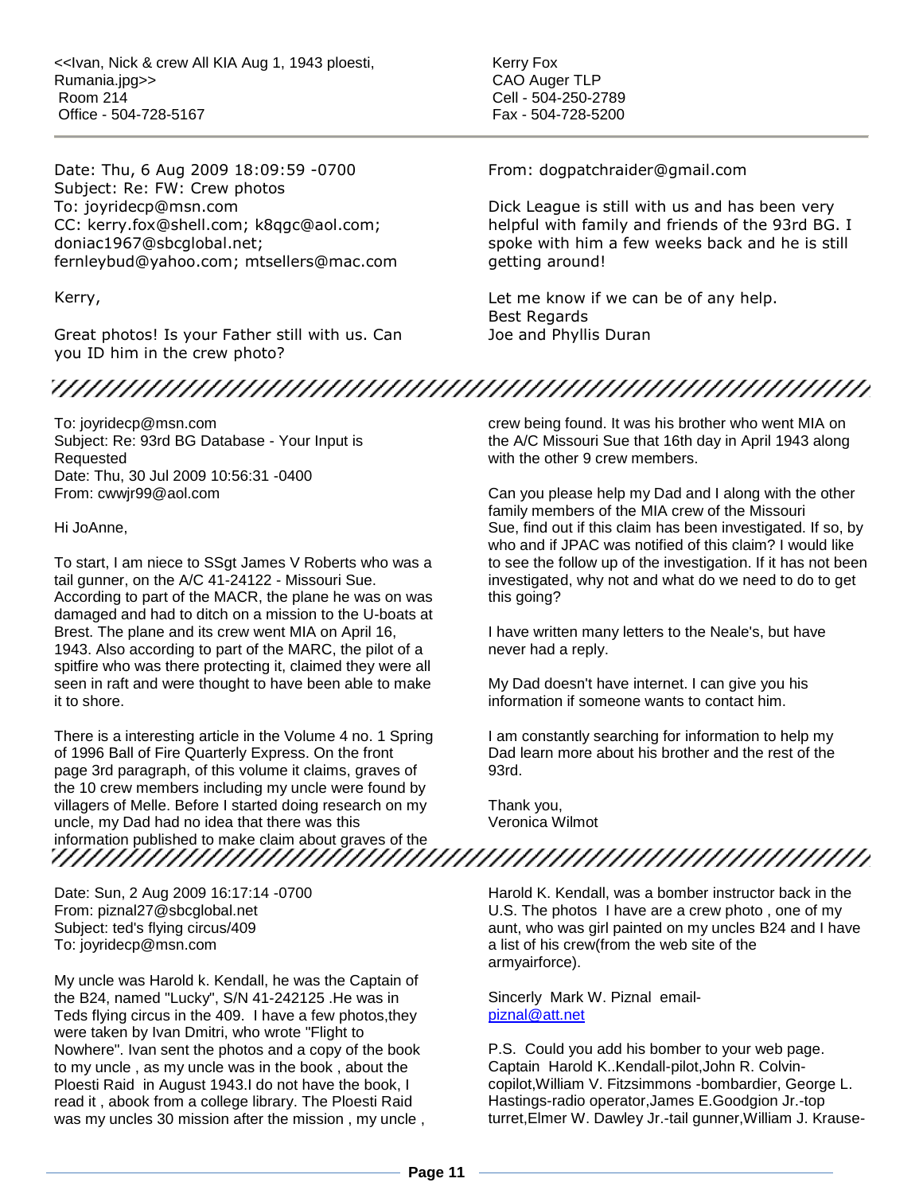<<Ivan, Nick & crew All KIA Aug 1, 1943 ploesti, Rumania.jpg>>
Room 214
Office - 504-728-5167

Kerry Fox
CAO Auger TLP
Cell - 504-250-2789
Fax - 504-728-5200

---

Date: Thu, 6 Aug 2009 18:09:59 -0700
Subject: Re: FW: Crew photos
To: joyridecp@msn.com
CC: kerry.fox@shell.com; k8qgc@aol.com; doniac1967@sbcglobal.net; fernleybud@yahoo.com; mtsellers@mac.com

Kerry,

Great photos! Is your Father still with us. Can you ID him in the crew photo?

From: dogpatchraider@gmail.com

Dick League is still with us and has been very helpful with family and friends of the 93rd BG. I spoke with him a few weeks back and he is still getting around!

Let me know if we can be of any help.
Best Regards
Joe and Phyllis Duran

---

To: joyridecp@msn.com
Subject: Re: 93rd BG Database - Your Input is Requested
Date: Thu, 30 Jul 2009 10:56:31 -0400
From: cwwjr99@aol.com

Hi JoAnne,

To start, I am niece to SSgt James V Roberts who was a tail gunner, on the A/C 41-24122 - Missouri Sue. According to part of the MACR, the plane he was on was damaged and had to ditch on a mission to the U-boats at Brest. The plane and its crew went MIA on April 16, 1943. Also according to part of the MARC, the pilot of a spitfire who was there protecting it, claimed they were all seen in raft and were thought to have been able to make it to shore.

There is a interesting article in the Volume 4 no. 1 Spring of 1996 Ball of Fire Quarterly Express. On the front page 3rd paragraph, of this volume it claims, graves of the 10 crew members including my uncle were found by villagers of Melle. Before I started doing research on my uncle, my Dad had no idea that there was this information published to make claim about graves of the crew being found. It was his brother who went MIA on the A/C Missouri Sue that 16th day in April 1943 along with the other 9 crew members.

Can you please help my Dad and I along with the other family members of the MIA crew of the Missouri Sue, find out if this claim has been investigated. If so, by who and if JPAC was notified of this claim? I would like to see the follow up of the investigation. If it has not been investigated, why not and what do we need to do to get this going?

I have written many letters to the Neale's, but have never had a reply.

My Dad doesn't have internet. I can give you his information if someone wants to contact him.

I am constantly searching for information to help my Dad learn more about his brother and the rest of the 93rd.

Thank you,
Veronica Wilmot

---

Date: Sun, 2 Aug 2009 16:17:14 -0700
From: piznal27@sbcglobal.net
Subject: ted's flying circus/409
To: joyridecp@msn.com

My uncle was Harold k. Kendall, he was the Captain of the B24, named "Lucky", S/N 41-242125 .He was in Teds flying circus in the 409. I have a few photos,they were taken by Ivan Dmitri, who wrote "Flight to Nowhere". Ivan sent the photos and a copy of the book to my uncle , as my uncle was in the book , about the Ploesti Raid in August 1943.I do not have the book, I read it , abook from a college library. The Ploesti Raid was my uncles 30 mission after the mission , my uncle , Harold K. Kendall, was a bomber instructor back in the U.S. The photos I have are a crew photo , one of my aunt, who was girl painted on my uncles B24 and I have a list of his crew(from the web site of the armyairforce).

Sincerly Mark W. Piznal email- piznal@att.net

P.S. Could you add his bomber to your web page. Captain Harold K..Kendall-pilot,John R. Colvin-copilot,William V. Fitzsimmons -bombardier, George L. Hastings-radio operator,James E.Goodgion Jr.-top turret,Elmer W. Dawley Jr.-tail gunner,William J. Krause-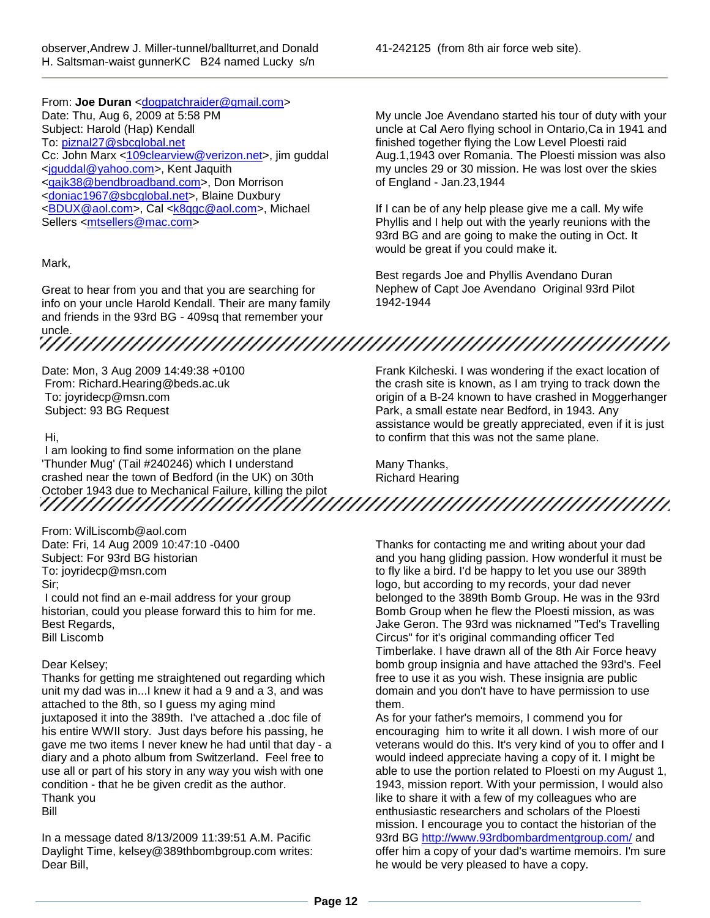observer,Andrew J. Miller-tunnel/ballturret,and Donald H. Saltsman-waist gunnerKC B24 named Lucky s/n 41-242125 (from 8th air force web site).

---

From: **Joe Duran** <dogpatchraider@gmail.com>
Date: Thu, Aug 6, 2009 at 5:58 PM
Subject: Harold (Hap) Kendall
To: piznal27@sbcglobal.net
Cc: John Marx <109clearview@verizon.net>, jim guddal <jguddal@yahoo.com>, Kent Jaquith <gajk38@bendbroadband.com>, Don Morrison <doniac1967@sbcglobal.net>, Blaine Duxbury <BDUX@aol.com>, Cal <k8qgc@aol.com>, Michael Sellers <mtsellers@mac.com>

Mark,

Great to hear from you and that you are searching for info on your uncle Harold Kendall. Their are many family and friends in the 93rd BG - 409sq that remember your uncle.

My uncle Joe Avendano started his tour of duty with your uncle at Cal Aero flying school in Ontario,Ca in 1941 and finished together flying the Low Level Ploesti raid Aug.1,1943 over Romania. The Ploesti mission was also my uncles 29 or 30 mission. He was lost over the skies of England - Jan.23,1944

If I can be of any help please give me a call. My wife Phyllis and I help out with the yearly reunions with the 93rd BG and are going to make the outing in Oct. It would be great if you could make it.

Best regards Joe and Phyllis Avendano Duran
Nephew of Capt Joe Avendano Original 93rd Pilot 1942-1944

---

Date: Mon, 3 Aug 2009 14:49:38 +0100
From: Richard.Hearing@beds.ac.uk
To: joyridecp@msn.com
Subject: 93 BG Request

Hi,
I am looking to find some information on the plane 'Thunder Mug' (Tail #240246) which I understand crashed near the town of Bedford (in the UK) on 30th October 1943 due to Mechanical Failure, killing the pilot Frank Kilcheski. I was wondering if the exact location of the crash site is known, as I am trying to track down the origin of a B-24 known to have crashed in Moggerhanger Park, a small estate near Bedford, in 1943. Any assistance would be greatly appreciated, even if it is just to confirm that this was not the same plane.

Many Thanks,
Richard Hearing

---

From: WilLiscomb@aol.com
Date: Fri, 14 Aug 2009 10:47:10 -0400
Subject: For 93rd BG historian
To: joyridecp@msn.com
Sir;
I could not find an e-mail address for your group historian, could you please forward this to him for me.
Best Regards,
Bill Liscomb

Dear Kelsey;
Thanks for getting me straightened out regarding which unit my dad was in...I knew it had a 9 and a 3, and was attached to the 8th, so I guess my aging mind juxtaposed it into the 389th. I've attached a .doc file of his entire WWII story. Just days before his passing, he gave me two items I never knew he had until that day - a diary and a photo album from Switzerland. Feel free to use all or part of his story in any way you wish with one condition - that he be given credit as the author.
Thank you
Bill

In a message dated 8/13/2009 11:39:51 A.M. Pacific Daylight Time, kelsey@389thbombgroup.com writes:
Dear Bill,

Thanks for contacting me and writing about your dad and you hang gliding passion. How wonderful it must be to fly like a bird. I'd be happy to let you use our 389th logo, but according to my records, your dad never belonged to the 389th Bomb Group. He was in the 93rd Bomb Group when he flew the Ploesti mission, as was Jake Geron. The 93rd was nicknamed "Ted's Travelling Circus" for it's original commanding officer Ted Timberlake. I have drawn all of the 8th Air Force heavy bomb group insignia and have attached the 93rd's. Feel free to use it as you wish. These insignia are public domain and you don't have to have permission to use them.
As for your father's memoirs, I commend you for encouraging him to write it all down. I wish more of our veterans would do this. It's very kind of you to offer and I would indeed appreciate having a copy of it. I might be able to use the portion related to Ploesti on my August 1, 1943, mission report. With your permission, I would also like to share it with a few of my colleagues who are enthusiastic researchers and scholars of the Ploesti mission. I encourage you to contact the historian of the 93rd BG http://www.93rdbombardmentgroup.com/ and offer him a copy of your dad's wartime memoirs. I'm sure he would be very pleased to have a copy.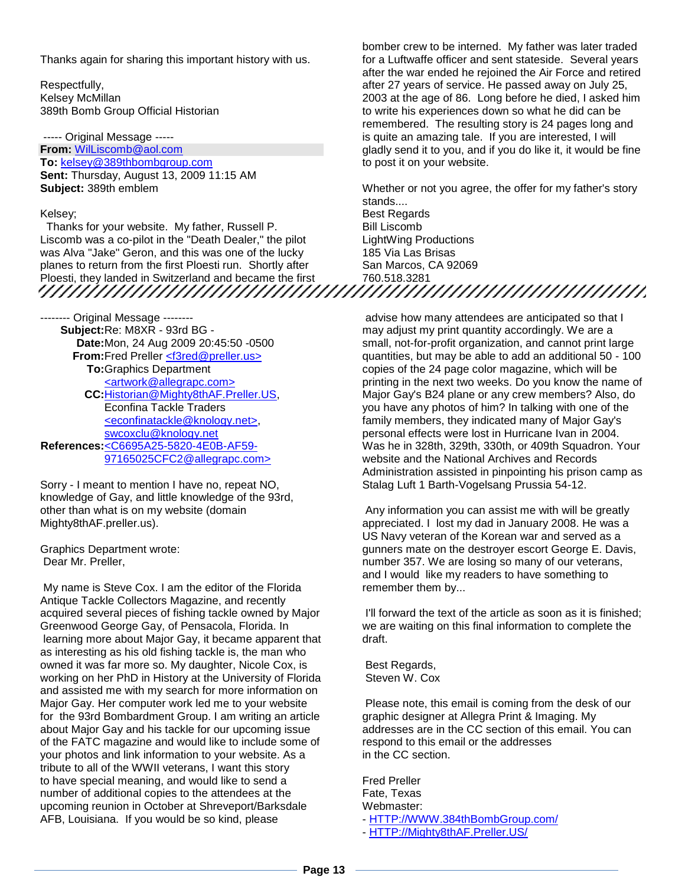Thanks again for sharing this important history with us.

Respectfully,
Kelsey McMillan
389th Bomb Group Official Historian

----- Original Message -----
**From:** WilLiscomb@aol.com
**To:** kelsey@389thbombgroup.com
**Sent:** Thursday, August 13, 2009 11:15 AM
**Subject:** 389th emblem

Kelsey;

Thanks for your website. My father, Russell P. Liscomb was a co-pilot in the "Death Dealer," the pilot was Alva "Jake" Geron, and this was one of the lucky planes to return from the first Ploesti run. Shortly after Ploesti, they landed in Switzerland and became the first bomber crew to be interned. My father was later traded for a Luftwaffe officer and sent stateside. Several years after the war ended he rejoined the Air Force and retired after 27 years of service. He passed away on July 25, 2003 at the age of 86. Long before he died, I asked him to write his experiences down so what he did can be remembered. The resulting story is 24 pages long and is quite an amazing tale. If you are interested, I will gladly send it to you, and if you do like it, it would be fine to post it on your website.

Whether or not you agree, the offer for my father's story stands....

Best Regards
Bill Liscomb
LightWing Productions
185 Via Las Brisas
San Marcos, CA 92069
760.518.3281

---

-------- Original Message --------
**Subject:** Re: M8XR - 93rd BG -
**Date:** Mon, 24 Aug 2009 20:45:50 -0500
**From:** Fred Preller <f3red@preller.us>
**To:** Graphics Department <artwork@allegrapc.com>
**CC:** Historian@Mighty8thAF.Preller.US, Econfina Tackle Traders <econfinatackle@knology.net>, swcoxclu@knology.net
**References:** <C6695A25-5820-4E0B-AF59-97165025CFC2@allegrapc.com>

Sorry - I meant to mention I have no, repeat NO, knowledge of Gay, and little knowledge of the 93rd, other than what is on my website (domain Mighty8thAF.preller.us).

Graphics Department wrote:
Dear Mr. Preller,

My name is Steve Cox. I am the editor of the Florida Antique Tackle Collectors Magazine, and recently acquired several pieces of fishing tackle owned by Major Greenwood George Gay, of Pensacola, Florida. In learning more about Major Gay, it became apparent that as interesting as his old fishing tackle is, the man who owned it was far more so. My daughter, Nicole Cox, is working on her PhD in History at the University of Florida and assisted me with my search for more information on Major Gay. Her computer work led me to your website for the 93rd Bombardment Group. I am writing an article about Major Gay and his tackle for our upcoming issue of the FATC magazine and would like to include some of your photos and link information to your website. As a tribute to all of the WWII veterans, I want this story to have special meaning, and would like to send a number of additional copies to the attendees at the upcoming reunion in October at Shreveport/Barksdale AFB, Louisiana. If you would be so kind, please advise how many attendees are anticipated so that I may adjust my print quantity accordingly. We are a small, not-for-profit organization, and cannot print large quantities, but may be able to add an additional 50 - 100 copies of the 24 page color magazine, which will be printing in the next two weeks. Do you know the name of Major Gay's B24 plane or any crew members? Also, do you have any photos of him? In talking with one of the family members, they indicated many of Major Gay's personal effects were lost in Hurricane Ivan in 2004. Was he in 328th, 329th, 330th, or 409th Squadron. Your website and the National Archives and Records Administration assisted in pinpointing his prison camp as Stalag Luft 1 Barth-Vogelsang Prussia 54-12.

Any information you can assist me with will be greatly appreciated. I lost my dad in January 2008. He was a US Navy veteran of the Korean war and served as a gunners mate on the destroyer escort George E. Davis, number 357. We are losing so many of our veterans, and I would like my readers to have something to remember them by...

I'll forward the text of the article as soon as it is finished; we are waiting on this final information to complete the draft.

Best Regards,
Steven W. Cox

Please note, this email is coming from the desk of our graphic designer at Allegra Print & Imaging. My addresses are in the CC section of this email. You can respond to this email or the addresses in the CC section.

Fred Preller
Fate, Texas
Webmaster:
- HTTP://WWW.384thBombGroup.com/
- HTTP://Mighty8thAF.Preller.US/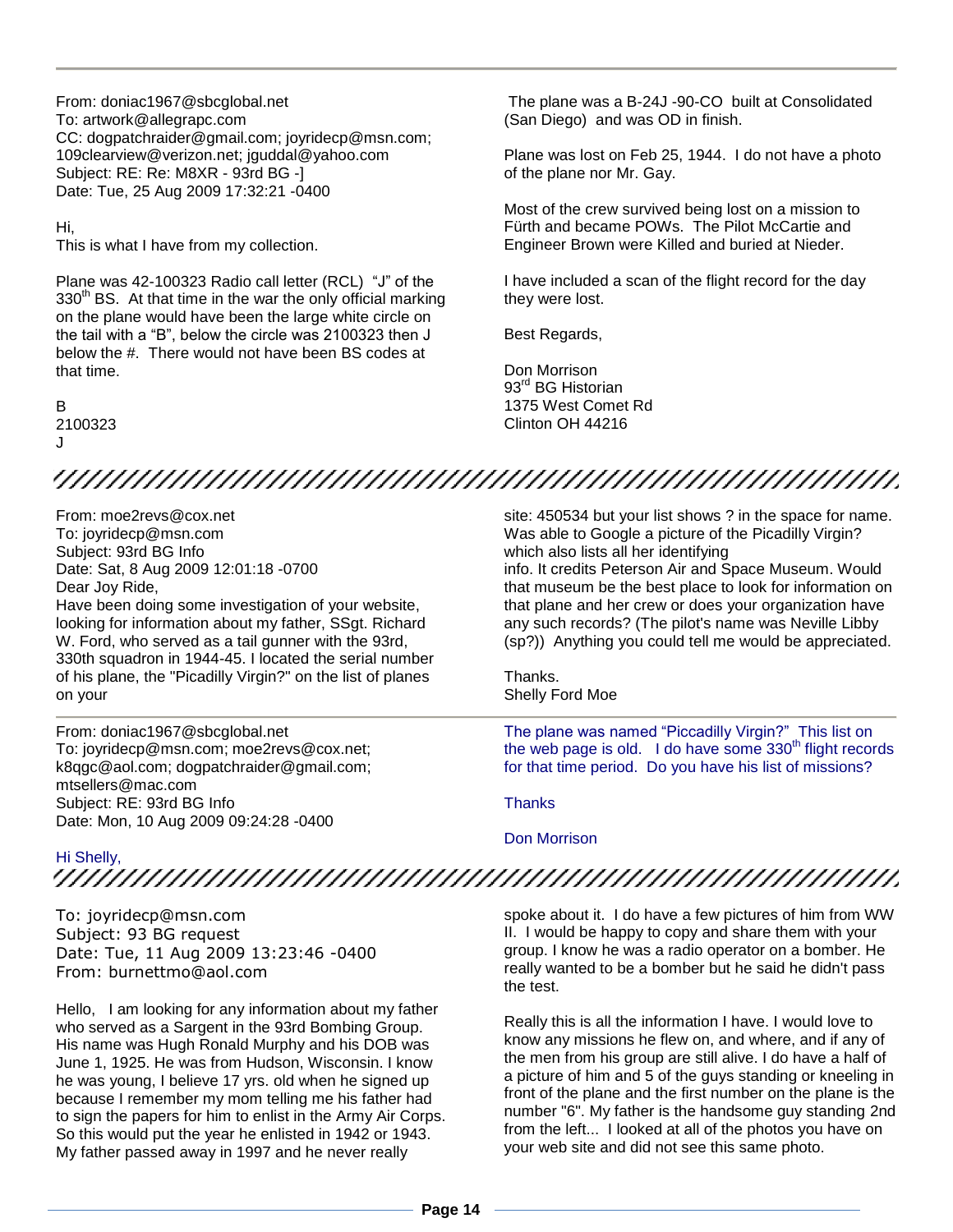From: doniac1967@sbcglobal.net
To: artwork@allegrapc.com
CC: dogpatchraider@gmail.com; joyridecp@msn.com; 109clearview@verizon.net; jguddal@yahoo.com
Subject: RE: Re: M8XR - 93rd BG -]
Date: Tue, 25 Aug 2009 17:32:21 -0400

Hi,
This is what I have from my collection.

Plane was 42-100323 Radio call letter (RCL) "J" of the 330th BS. At that time in the war the only official marking on the plane would have been the large white circle on the tail with a "B", below the circle was 2100323 then J below the #. There would not have been BS codes at that time.

B
2100323
J

The plane was a B-24J -90-CO built at Consolidated (San Diego) and was OD in finish.

Plane was lost on Feb 25, 1944. I do not have a photo of the plane nor Mr. Gay.

Most of the crew survived being lost on a mission to Fürth and became POWs. The Pilot McCartie and Engineer Brown were Killed and buried at Nieder.

I have included a scan of the flight record for the day they were lost.

Best Regards,

Don Morrison
93rd BG Historian
1375 West Comet Rd
Clinton OH 44216

---

From: moe2revs@cox.net
To: joyridecp@msn.com
Subject: 93rd BG Info
Date: Sat, 8 Aug 2009 12:01:18 -0700
Dear Joy Ride,
Have been doing some investigation of your website, looking for information about my father, SSgt. Richard W. Ford, who served as a tail gunner with the 93rd, 330th squadron in 1944-45. I located the serial number of his plane, the "Picadilly Virgin?" on the list of planes on your site: 450534 but your list shows ? in the space for name. Was able to Google a picture of the Picadilly Virgin? which also lists all her identifying info. It credits Peterson Air and Space Museum. Would that museum be the best place to look for information on that plane and her crew or does your organization have any such records? (The pilot's name was Neville Libby (sp?)) Anything you could tell me would be appreciated.

Thanks.
Shelly Ford Moe

From: doniac1967@sbcglobal.net
To: joyridecp@msn.com; moe2revs@cox.net; k8qgc@aol.com; dogpatchraider@gmail.com; mtsellers@mac.com
Subject: RE: 93rd BG Info
Date: Mon, 10 Aug 2009 09:24:28 -0400

Hi Shelly,

The plane was named "Piccadilly Virgin?" This list on the web page is old. I do have some 330th flight records for that time period. Do you have his list of missions?

Thanks

Don Morrison

---

To: joyridecp@msn.com
Subject: 93 BG request
Date: Tue, 11 Aug 2009 13:23:46 -0400
From: burnettmo@aol.com

Hello, I am looking for any information about my father who served as a Sargent in the 93rd Bombing Group. His name was Hugh Ronald Murphy and his DOB was June 1, 1925. He was from Hudson, Wisconsin. I know he was young, I believe 17 yrs. old when he signed up because I remember my mom telling me his father had to sign the papers for him to enlist in the Army Air Corps. So this would put the year he enlisted in 1942 or 1943. My father passed away in 1997 and he never really spoke about it. I do have a few pictures of him from WW II. I would be happy to copy and share them with your group. I know he was a radio operator on a bomber. He really wanted to be a bomber but he said he didn't pass the test.

Really this is all the information I have. I would love to know any missions he flew on, and where, and if any of the men from his group are still alive. I do have a half of a picture of him and 5 of the guys standing or kneeling in front of the plane and the first number on the plane is the number "6". My father is the handsome guy standing 2nd from the left... I looked at all of the photos you have on your web site and did not see this same photo.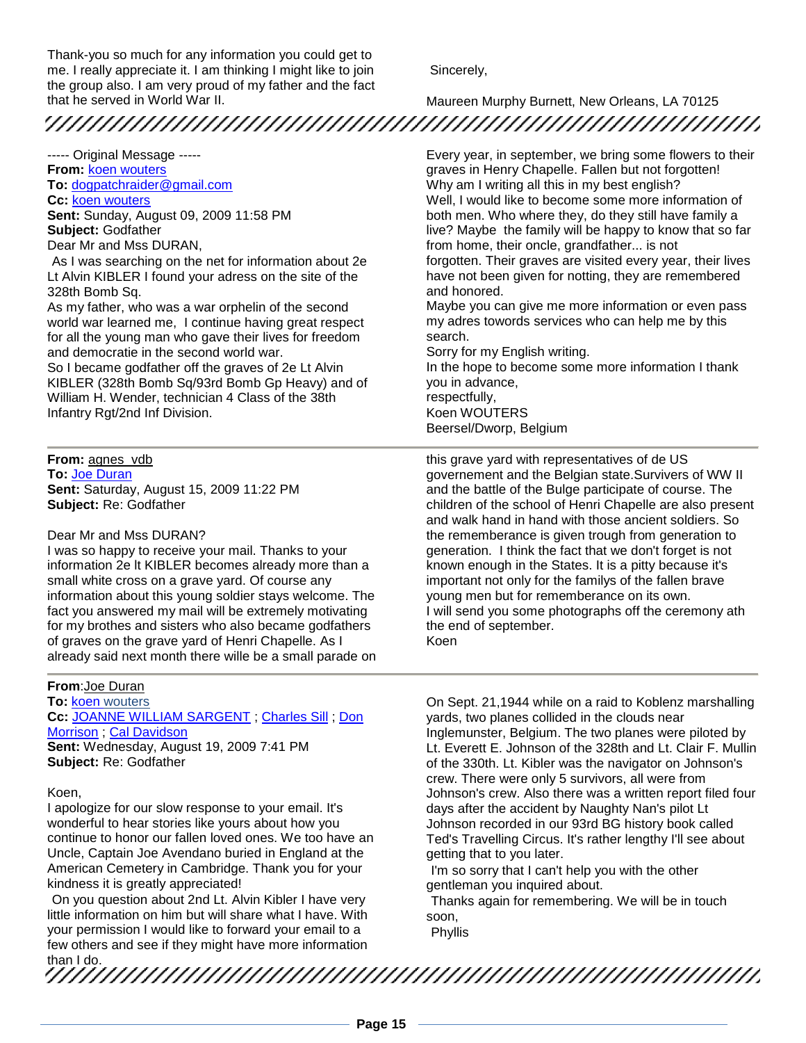Thank-you so much for any information you could get to me. I really appreciate it. I am thinking I might like to join the group also. I am very proud of my father and the fact that he served in World War II.

Sincerely,

Maureen Murphy Burnett, New Orleans, LA 70125

---

----- Original Message -----
**From:** koen wouters
**To:** dogpatchraider@gmail.com
**Cc:** koen wouters
**Sent:** Sunday, August 09, 2009 11:58 PM
**Subject:** Godfather

Dear Mr and Mss DURAN,

As I was searching on the net for information about 2e Lt Alvin KIBLER I found your adress on the site of the 328th Bomb Sq.

As my father, who was a war orphelin of the second world war learned me, I continue having great respect for all the young man who gave their lives for freedom and democratie in the second world war.

So I became godfather off the graves of 2e Lt Alvin KIBLER (328th Bomb Sq/93rd Bomb Gp Heavy) and of William H. Wender, technician 4 Class of the 38th Infantry Rgt/2nd Inf Division.

Every year, in september, we bring some flowers to their graves in Henry Chapelle. Fallen but not forgotten!

Why am I writing all this in my best english?

Well, I would like to become some more information of both men. Who where they, do they still have family a live? Maybe the family will be happy to know that so far from home, their oncle, grandfather... is not forgotten. Their graves are visited every year, their lives have not been given for notting, they are remembered and honored.

Maybe you can give me more information or even pass my adres towords services who can help me by this search.

Sorry for my English writing.

In the hope to become some more information I thank you in advance,

respectfully,

Koen WOUTERS

Beersel/Dworp, Belgium

---

**From:** agnes_vdb
**To:** Joe Duran
**Sent:** Saturday, August 15, 2009 11:22 PM
**Subject:** Re: Godfather

Dear Mr and Mss DURAN?

I was so happy to receive your mail. Thanks to your information 2e lt KIBLER becomes already more than a small white cross on a grave yard. Of course any information about this young soldier stays welcome. The fact you answered my mail will be extremely motivating for my brothes and sisters who also became godfathers of graves on the grave yard of Henri Chapelle. As I already said next month there wille be a small parade on this grave yard with representatives of de US governement and the Belgian state.Survivers of WW II and the battle of the Bulge participate of course. The children of the school of Henri Chapelle are also present and walk hand in hand with those ancient soldiers. So the rememberance is given trough from generation to generation. I think the fact that we don't forget is not known enough in the States. It is a pitty because it's important not only for the familys of the fallen brave young men but for rememberance on its own.

I will send you some photographs off the ceremony ath the end of september.

Koen

---

**From**:Joe Duran
**To:** koen wouters
**Cc:** JOANNE WILLIAM SARGENT ; Charles Sill ; Don Morrison ; Cal Davidson
**Sent:** Wednesday, August 19, 2009 7:41 PM
**Subject:** Re: Godfather

Koen,

I apologize for our slow response to your email. It's wonderful to hear stories like yours about how you continue to honor our fallen loved ones. We too have an Uncle, Captain Joe Avendano buried in England at the American Cemetery in Cambridge. Thank you for your kindness it is greatly appreciated!

On you question about 2nd Lt. Alvin Kibler I have very little information on him but will share what I have. With your permission I would like to forward your email to a few others and see if they might have more information than I do.

On Sept. 21,1944 while on a raid to Koblenz marshalling yards, two planes collided in the clouds near Inglemunster, Belgium. The two planes were piloted by Lt. Everett E. Johnson of the 328th and Lt. Clair F. Mullin of the 330th. Lt. Kibler was the navigator on Johnson's crew. There were only 5 survivors, all were from Johnson's crew. Also there was a written report filed four days after the accident by Naughty Nan's pilot Lt Johnson recorded in our 93rd BG history book called Ted's Travelling Circus. It's rather lengthy I'll see about getting that to you later.

I'm so sorry that I can't help you with the other gentleman you inquired about.

Thanks again for remembering. We will be in touch soon,

Phyllis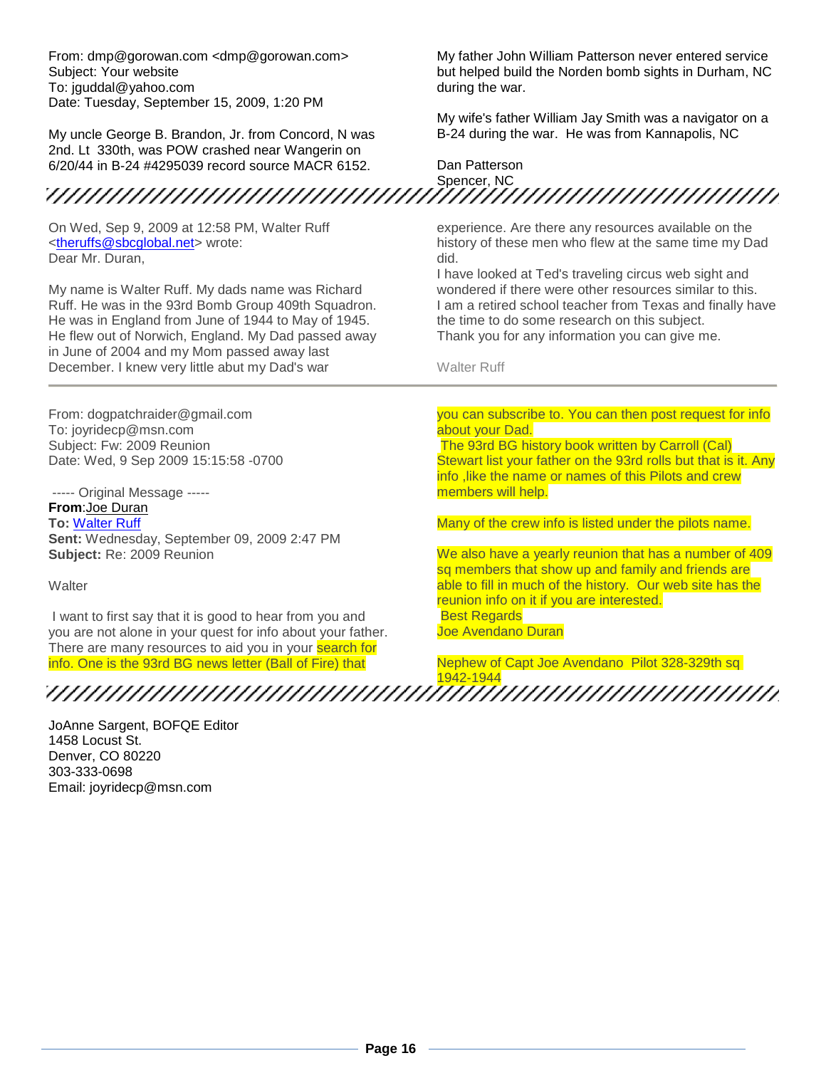From: dmp@gorowan.com <dmp@gorowan.com>
Subject: Your website
To: jguddal@yahoo.com
Date: Tuesday, September 15, 2009, 1:20 PM

My uncle George B. Brandon, Jr. from Concord, N was 2nd. Lt 330th, was POW crashed near Wangerin on 6/20/44 in B-24 #4295039 record source MACR 6152.

My father John William Patterson never entered service but helped build the Norden bomb sights in Durham, NC during the war.

My wife's father William Jay Smith was a navigator on a B-24 during the war. He was from Kannapolis, NC

Dan Patterson
Spencer, NC

---

On Wed, Sep 9, 2009 at 12:58 PM, Walter Ruff <theruffs@sbcglobal.net> wrote:
Dear Mr. Duran,

My name is Walter Ruff. My dads name was Richard Ruff. He was in the 93rd Bomb Group 409th Squadron. He was in England from June of 1944 to May of 1945. He flew out of Norwich, England. My Dad passed away in June of 2004 and my Mom passed away last December. I knew very little abut my Dad's war experience. Are there any resources available on the history of these men who flew at the same time my Dad did.
I have looked at Ted's traveling circus web sight and wondered if there were other resources similar to this.
I am a retired school teacher from Texas and finally have the time to do some research on this subject.
Thank you for any information you can give me.

Walter Ruff

---

From: dogpatchraider@gmail.com
To: joyridecp@msn.com
Subject: Fw: 2009 Reunion
Date: Wed, 9 Sep 2009 15:15:58 -0700

----- Original Message -----
**From**:Joe Duran
**To:** Walter Ruff
**Sent:** Wednesday, September 09, 2009 2:47 PM
**Subject:** Re: 2009 Reunion

Walter

I want to first say that it is good to hear from you and you are not alone in your quest for info about your father. There are many resources to aid you in your search for info. One is the 93rd BG news letter (Ball of Fire) that you can subscribe to. You can then post request for info about your Dad.
The 93rd BG history book written by Carroll (Cal) Stewart list your father on the 93rd rolls but that is it. Any info ,like the name or names of this Pilots and crew members will help.

Many of the crew info is listed under the pilots name.

We also have a yearly reunion that has a number of 409 sq members that show up and family and friends are able to fill in much of the history. Our web site has the reunion info on it if you are interested.
Best Regards
Joe Avendano Duran

Nephew of Capt Joe Avendano Pilot 328-329th sq 1942-1944

---

JoAnne Sargent, BOFQE Editor
1458 Locust St.
Denver, CO 80220
303-333-0698
Email: joyridecp@msn.com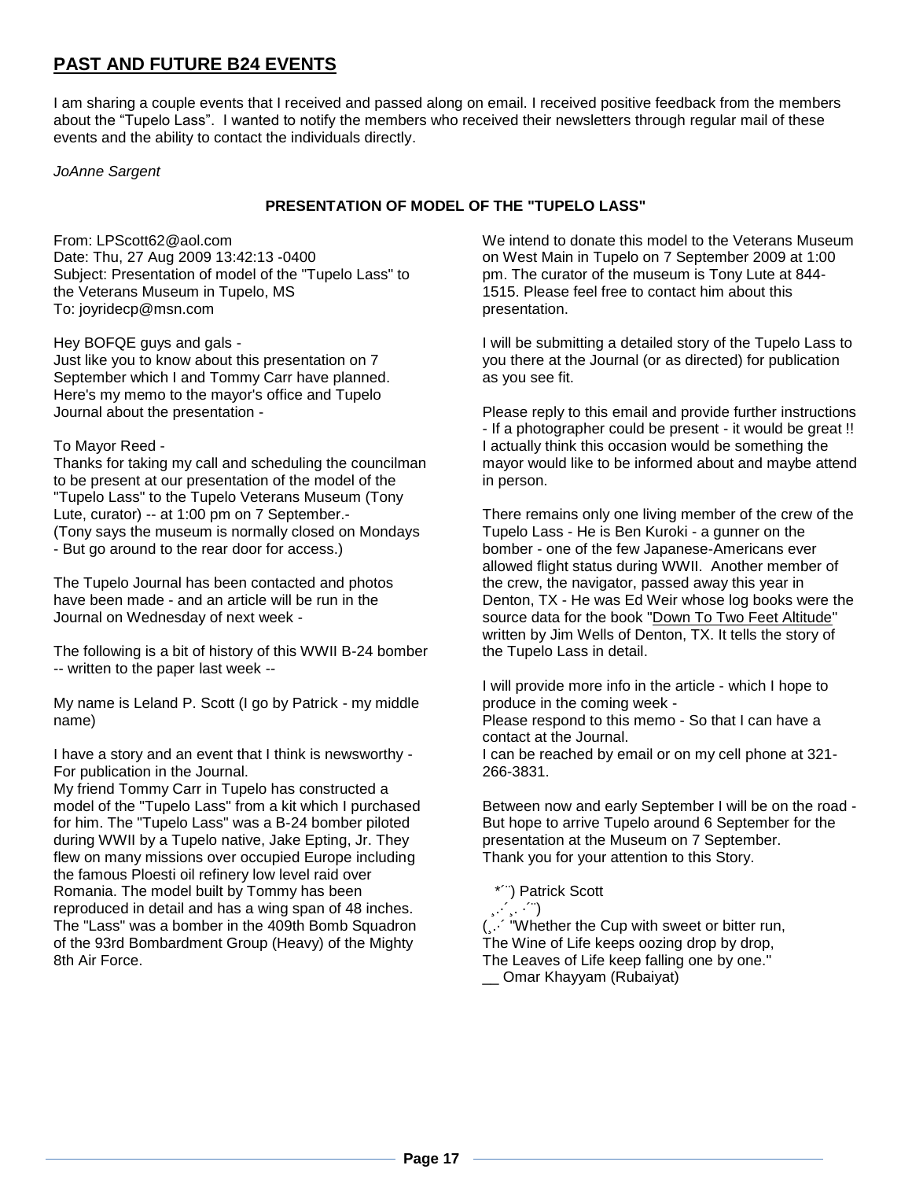## PAST AND FUTURE B24 EVENTS

I am sharing a couple events that I received and passed along on email. I received positive feedback from the members about the "Tupelo Lass". I wanted to notify the members who received their newsletters through regular mail of these events and the ability to contact the individuals directly.

*JoAnne Sargent*

### PRESENTATION OF MODEL OF THE "TUPELO LASS"

From: LPScott62@aol.com
Date: Thu, 27 Aug 2009 13:42:13 -0400
Subject: Presentation of model of the "Tupelo Lass" to the Veterans Museum in Tupelo, MS
To: joyridecp@msn.com

Hey BOFQE guys and gals -
Just like you to know about this presentation on 7 September which I and Tommy Carr have planned. Here's my memo to the mayor's office and Tupelo Journal about the presentation -

To Mayor Reed -
Thanks for taking my call and scheduling the councilman to be present at our presentation of the model of the "Tupelo Lass" to the Tupelo Veterans Museum (Tony Lute, curator) -- at 1:00 pm on 7 September.-
(Tony says the museum is normally closed on Mondays - But go around to the rear door for access.)

The Tupelo Journal has been contacted and photos have been made - and an article will be run in the Journal on Wednesday of next week -

The following is a bit of history of this WWII B-24 bomber -- written to the paper last week --

My name is Leland P. Scott (I go by Patrick - my middle name)

I have a story and an event that I think is newsworthy - For publication in the Journal.
My friend Tommy Carr in Tupelo has constructed a model of the "Tupelo Lass" from a kit which I purchased for him. The "Tupelo Lass" was a B-24 bomber piloted during WWII by a Tupelo native, Jake Epting, Jr. They flew on many missions over occupied Europe including the famous Ploesti oil refinery low level raid over Romania. The model built by Tommy has been reproduced in detail and has a wing span of 48 inches. The "Lass" was a bomber in the 409th Bomb Squadron of the 93rd Bombardment Group (Heavy) of the Mighty 8th Air Force.

We intend to donate this model to the Veterans Museum on West Main in Tupelo on 7 September 2009 at 1:00 pm. The curator of the museum is Tony Lute at 844-1515. Please feel free to contact him about this presentation.

I will be submitting a detailed story of the Tupelo Lass to you there at the Journal (or as directed) for publication as you see fit.

Please reply to this email and provide further instructions - If a photographer could be present - it would be great !! I actually think this occasion would be something the mayor would like to be informed about and maybe attend in person.

There remains only one living member of the crew of the Tupelo Lass - He is Ben Kuroki - a gunner on the bomber - one of the few Japanese-Americans ever allowed flight status during WWII. Another member of the crew, the navigator, passed away this year in Denton, TX - He was Ed Weir whose log books were the source data for the book "Down To Two Feet Altitude" written by Jim Wells of Denton, TX. It tells the story of the Tupelo Lass in detail.

I will provide more info in the article - which I hope to produce in the coming week -
Please respond to this memo - So that I can have a contact at the Journal.
I can be reached by email or on my cell phone at 321-266-3831.

Between now and early September I will be on the road - But hope to arrive Tupelo around 6 September for the presentation at the Museum on 7 September.
Thank you for your attention to this Story.

*´¨) Patrick Scott
¸.·´¸.·´¨)
(¸.·´ "Whether the Cup with sweet or bitter run,
The Wine of Life keeps oozing drop by drop,
The Leaves of Life keep falling one by one."
__ Omar Khayyam (Rubaiyat)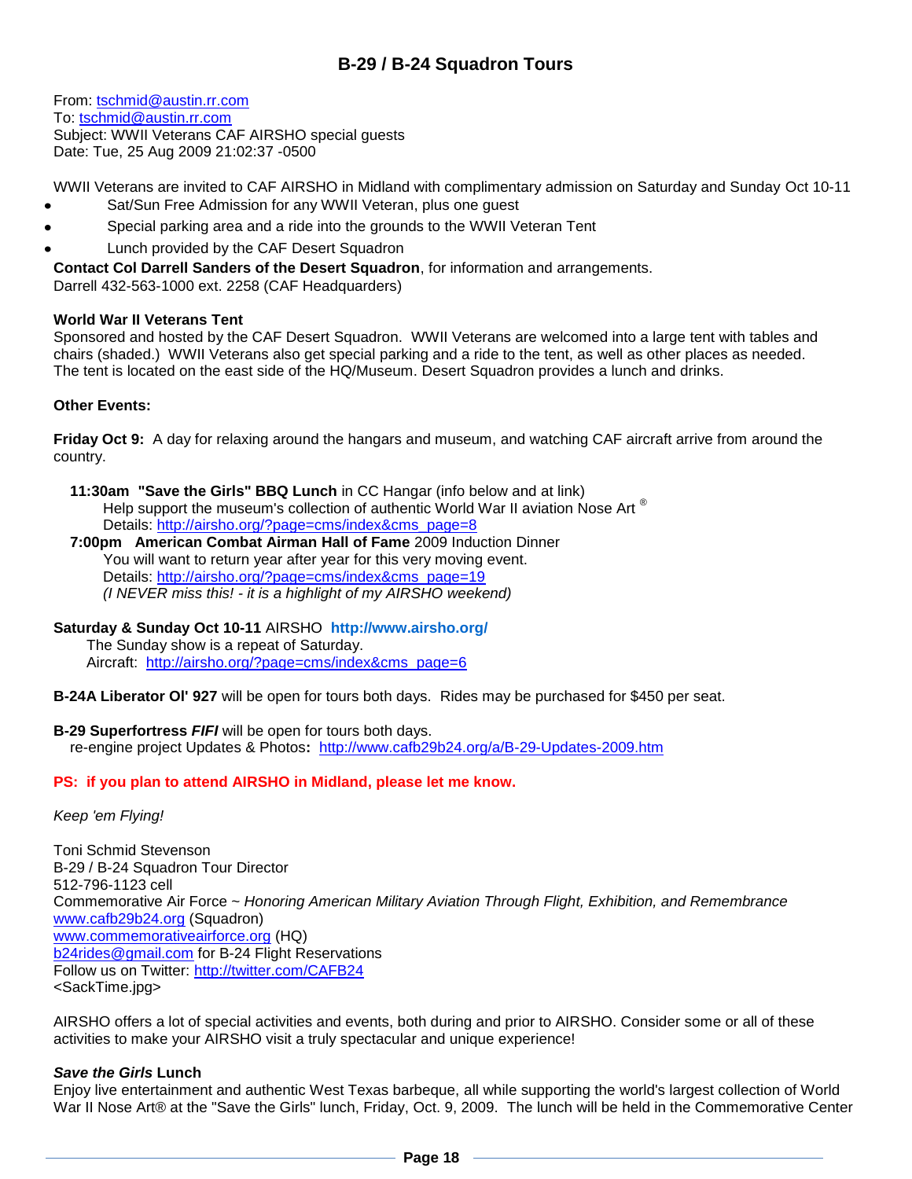# B-29 / B-24 Squadron Tours

From: tschmid@austin.rr.com
To: tschmid@austin.rr.com
Subject: WWII Veterans CAF AIRSHO special guests
Date: Tue, 25 Aug 2009 21:02:37 -0500

WWII Veterans are invited to CAF AIRSHO in Midland with complimentary admission on Saturday and Sunday Oct 10-11

- Sat/Sun Free Admission for any WWII Veteran, plus one guest
- Special parking area and a ride into the grounds to the WWII Veteran Tent
- Lunch provided by the CAF Desert Squadron

**Contact Col Darrell Sanders of the Desert Squadron**, for information and arrangements.
Darrell 432-563-1000 ext. 2258 (CAF Headquarters)

**World War II Veterans Tent**
Sponsored and hosted by the CAF Desert Squadron. WWII Veterans are welcomed into a large tent with tables and chairs (shaded.) WWII Veterans also get special parking and a ride to the tent, as well as other places as needed. The tent is located on the east side of the HQ/Museum. Desert Squadron provides a lunch and drinks.

**Other Events:**

**Friday Oct 9:** A day for relaxing around the hangars and museum, and watching CAF aircraft arrive from around the country.

**11:30am "Save the Girls" BBQ Lunch** in CC Hangar (info below and at link)
Help support the museum's collection of authentic World War II aviation Nose Art ®
Details: http://airsho.org/?page=cms/index&cms_page=8

**7:00pm American Combat Airman Hall of Fame** 2009 Induction Dinner
You will want to return year after year for this very moving event.
Details: http://airsho.org/?page=cms/index&cms_page=19
*(I NEVER miss this! - it is a highlight of my AIRSHO weekend)*

**Saturday & Sunday Oct 10-11** AIRSHO **http://www.airsho.org/**
The Sunday show is a repeat of Saturday.
Aircraft: http://airsho.org/?page=cms/index&cms_page=6

**B-24A Liberator Ol' 927** will be open for tours both days. Rides may be purchased for $450 per seat.

**B-29 Superfortress *FIFI*** will be open for tours both days.
re-engine project Updates & Photos**:** http://www.cafb29b24.org/a/B-29-Updates-2009.htm

**PS: if you plan to attend AIRSHO in Midland, please let me know.**

*Keep 'em Flying!*

Toni Schmid Stevenson
B-29 / B-24 Squadron Tour Director
512-796-1123 cell
Commemorative Air Force ~ *Honoring American Military Aviation Through Flight, Exhibition, and Remembrance*
www.cafb29b24.org (Squadron)
www.commemorativeairforce.org (HQ)
b24rides@gmail.com for B-24 Flight Reservations
Follow us on Twitter: http://twitter.com/CAFB24
<SackTime.jpg>

AIRSHO offers a lot of special activities and events, both during and prior to AIRSHO. Consider some or all of these activities to make your AIRSHO visit a truly spectacular and unique experience!

***Save the Girls* Lunch**
Enjoy live entertainment and authentic West Texas barbeque, all while supporting the world's largest collection of World War II Nose Art® at the "Save the Girls" lunch, Friday, Oct. 9, 2009. The lunch will be held in the Commemorative Center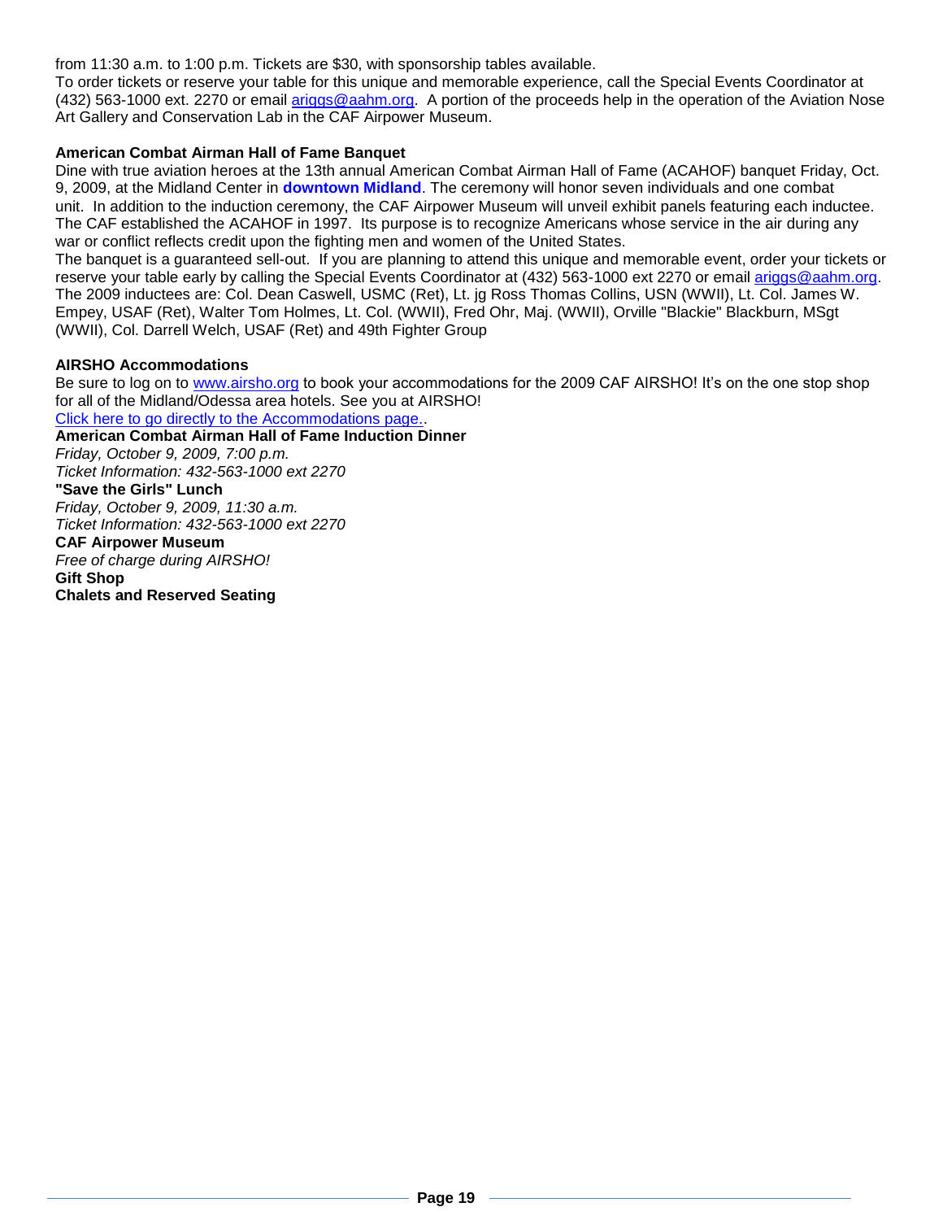from 11:30 a.m. to 1:00 p.m. Tickets are $30, with sponsorship tables available.
To order tickets or reserve your table for this unique and memorable experience, call the Special Events Coordinator at (432) 563-1000 ext. 2270 or email ariggs@aahm.org. A portion of the proceeds help in the operation of the Aviation Nose Art Gallery and Conservation Lab in the CAF Airpower Museum.

**American Combat Airman Hall of Fame Banquet**

Dine with true aviation heroes at the 13th annual American Combat Airman Hall of Fame (ACAHOF) banquet Friday, Oct. 9, 2009, at the Midland Center in **downtown Midland**. The ceremony will honor seven individuals and one combat unit. In addition to the induction ceremony, the CAF Airpower Museum will unveil exhibit panels featuring each inductee. The CAF established the ACAHOF in 1997. Its purpose is to recognize Americans whose service in the air during any war or conflict reflects credit upon the fighting men and women of the United States.
The banquet is a guaranteed sell-out. If you are planning to attend this unique and memorable event, order your tickets or reserve your table early by calling the Special Events Coordinator at (432) 563-1000 ext 2270 or email ariggs@aahm.org.
The 2009 inductees are: Col. Dean Caswell, USMC (Ret), Lt. jg Ross Thomas Collins, USN (WWII), Lt. Col. James W. Empey, USAF (Ret), Walter Tom Holmes, Lt. Col. (WWII), Fred Ohr, Maj. (WWII), Orville "Blackie" Blackburn, MSgt (WWII), Col. Darrell Welch, USAF (Ret) and 49th Fighter Group

**AIRSHO Accommodations**

Be sure to log on to www.airsho.org to book your accommodations for the 2009 CAF AIRSHO! It's on the one stop shop for all of the Midland/Odessa area hotels. See you at AIRSHO!
Click here to go directly to the Accommodations page..

**American Combat Airman Hall of Fame Induction Dinner**
*Friday, October 9, 2009, 7:00 p.m.*
*Ticket Information: 432-563-1000 ext 2270*

**"Save the Girls" Lunch**
*Friday, October 9, 2009, 11:30 a.m.*
*Ticket Information: 432-563-1000 ext 2270*

**CAF Airpower Museum**
*Free of charge during AIRSHO!*

**Gift Shop**

**Chalets and Reserved Seating**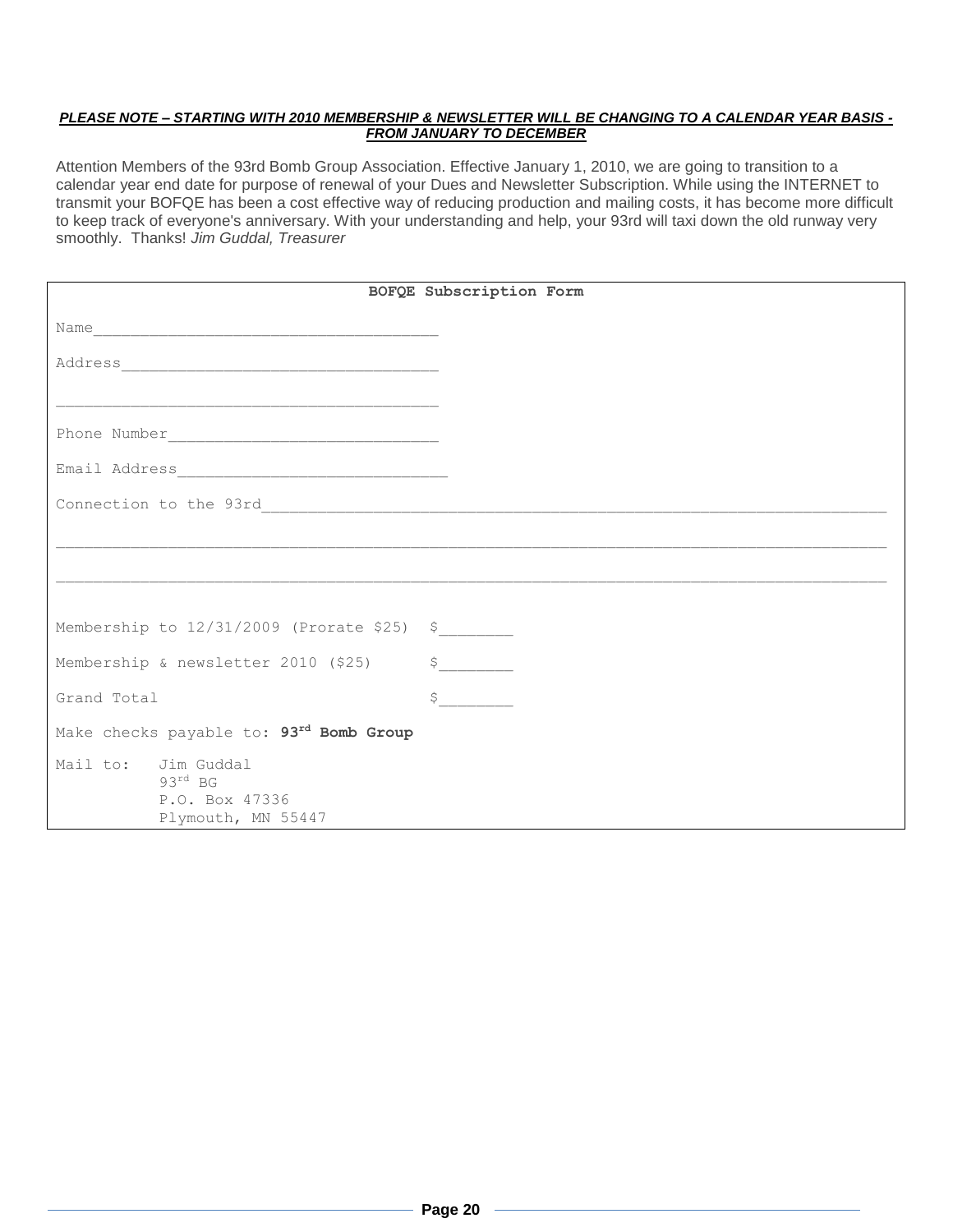***PLEASE NOTE – STARTING WITH 2010 MEMBERSHIP & NEWSLETTER WILL BE CHANGING TO A CALENDAR YEAR BASIS - FROM JANUARY TO DECEMBER***

Attention Members of the 93rd Bomb Group Association. Effective January 1, 2010, we are going to transition to a calendar year end date for purpose of renewal of your Dues and Newsletter Subscription. While using the INTERNET to transmit your BOFQE has been a cost effective way of reducing production and mailing costs, it has become more difficult to keep track of everyone's anniversary. With your understanding and help, your 93rd will taxi down the old runway very smoothly. Thanks! *Jim Guddal, Treasurer*

**BOFQE Subscription Form**

Name______________________________________

Address___________________________________

__________________________________________

Phone Number______________________________

Email Address_____________________________

Connection to the 93rd____________________________________________________________________

__________________________________________________________________________________________

__________________________________________________________________________________________

Membership to 12/31/2009 (Prorate $25) $________

Membership & newsletter 2010 ($25) $________

Grand Total $________

Make checks payable to: **93rd Bomb Group**

Mail to:
Jim Guddal
93rd BG
P.O. Box 47336
Plymouth, MN 55447